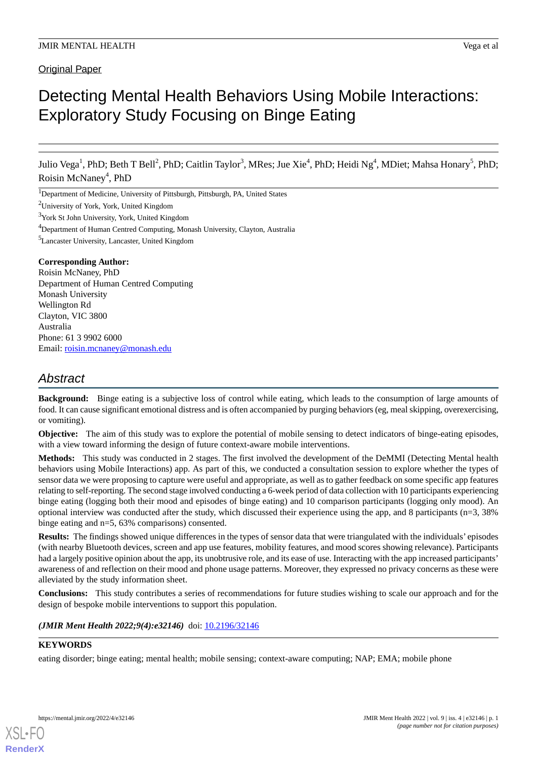Original Paper

# Detecting Mental Health Behaviors Using Mobile Interactions: Exploratory Study Focusing on Binge Eating

Julio Vega[1], PhD; Beth T Bell[2], PhD; Caitlin Taylor[3], MRes; Jue Xie[4], PhD; Heidi Ng[4], MDiet; Mahsa Honary[5], PhD; Roisin McNaney[4], PhD

[1]Department of Medicine, University of Pittsburgh, Pittsburgh, PA, United States

[2]University of York, York, United Kingdom

[3]York St John University, York, United Kingdom

[4]Department of Human Centred Computing, Monash University, Clayton, Australia

[5]Lancaster University, Lancaster, United Kingdom

**Corresponding Author:**
Roisin McNaney, PhD
Department of Human Centred Computing
Monash University
Wellington Rd
Clayton, VIC 3800
Australia
Phone: 61 3 9902 6000
Email: roisin.mcnaney@monash.edu

## Abstract

**Background:** Binge eating is a subjective loss of control while eating, which leads to the consumption of large amounts of food. It can cause significant emotional distress and is often accompanied by purging behaviors (eg, meal skipping, overexercising, or vomiting).

**Objective:** The aim of this study was to explore the potential of mobile sensing to detect indicators of binge-eating episodes, with a view toward informing the design of future context-aware mobile interventions.

**Methods:** This study was conducted in 2 stages. The first involved the development of the DeMMI (Detecting Mental health behaviors using Mobile Interactions) app. As part of this, we conducted a consultation session to explore whether the types of sensor data we were proposing to capture were useful and appropriate, as well as to gather feedback on some specific app features relating to self-reporting. The second stage involved conducting a 6-week period of data collection with 10 participants experiencing binge eating (logging both their mood and episodes of binge eating) and 10 comparison participants (logging only mood). An optional interview was conducted after the study, which discussed their experience using the app, and 8 participants (n=3, 38% binge eating and n=5, 63% comparisons) consented.

**Results:** The findings showed unique differences in the types of sensor data that were triangulated with the individuals' episodes (with nearby Bluetooth devices, screen and app use features, mobility features, and mood scores showing relevance). Participants had a largely positive opinion about the app, its unobtrusive role, and its ease of use. Interacting with the app increased participants' awareness of and reflection on their mood and phone usage patterns. Moreover, they expressed no privacy concerns as these were alleviated by the study information sheet.

**Conclusions:** This study contributes a series of recommendations for future studies wishing to scale our approach and for the design of bespoke mobile interventions to support this population.

***(JMIR Ment Health 2022;9(4):e32146)*** doi: 10.2196/32146

**KEYWORDS**

eating disorder; binge eating; mental health; mobile sensing; context-aware computing; NAP; EMA; mobile phone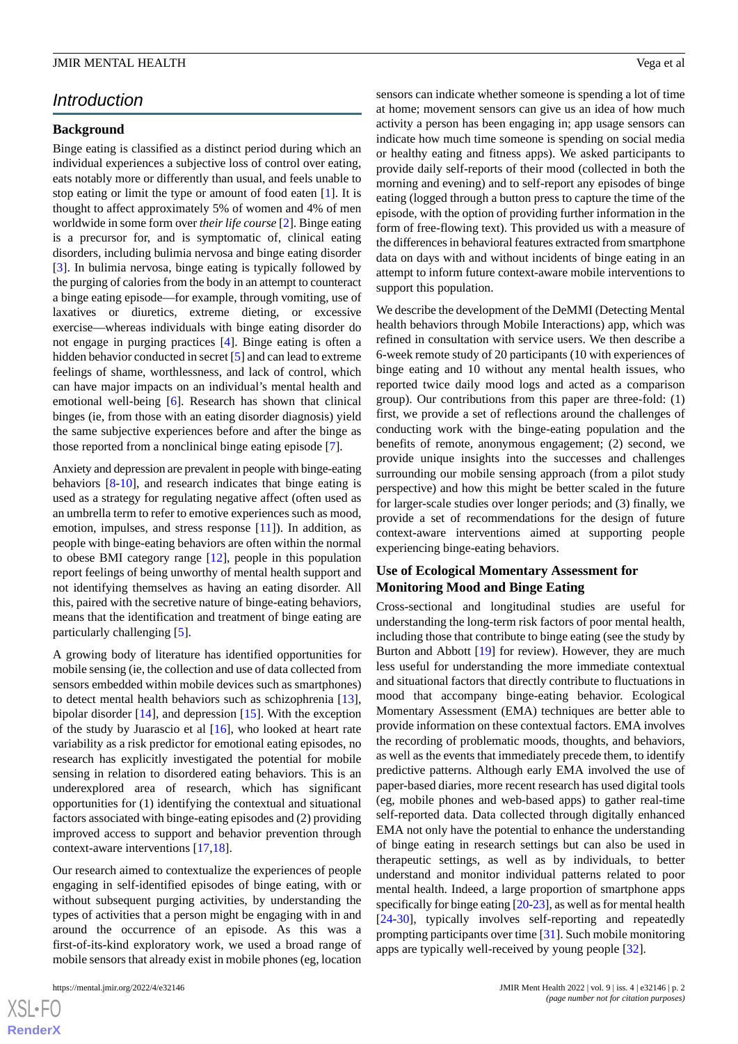## Introduction

### Background

Binge eating is classified as a distinct period during which an individual experiences a subjective loss of control over eating, eats notably more or differently than usual, and feels unable to stop eating or limit the type or amount of food eaten [1]. It is thought to affect approximately 5% of women and 4% of men worldwide in some form over *their life course* [2]. Binge eating is a precursor for, and is symptomatic of, clinical eating disorders, including bulimia nervosa and binge eating disorder [3]. In bulimia nervosa, binge eating is typically followed by the purging of calories from the body in an attempt to counteract a binge eating episode—for example, through vomiting, use of laxatives or diuretics, extreme dieting, or excessive exercise—whereas individuals with binge eating disorder do not engage in purging practices [4]. Binge eating is often a hidden behavior conducted in secret [5] and can lead to extreme feelings of shame, worthlessness, and lack of control, which can have major impacts on an individual's mental health and emotional well-being [6]. Research has shown that clinical binges (ie, from those with an eating disorder diagnosis) yield the same subjective experiences before and after the binge as those reported from a nonclinical binge eating episode [7].

Anxiety and depression are prevalent in people with binge-eating behaviors [8-10], and research indicates that binge eating is used as a strategy for regulating negative affect (often used as an umbrella term to refer to emotive experiences such as mood, emotion, impulses, and stress response [11]). In addition, as people with binge-eating behaviors are often within the normal to obese BMI category range [12], people in this population report feelings of being unworthy of mental health support and not identifying themselves as having an eating disorder. All this, paired with the secretive nature of binge-eating behaviors, means that the identification and treatment of binge eating are particularly challenging [5].

A growing body of literature has identified opportunities for mobile sensing (ie, the collection and use of data collected from sensors embedded within mobile devices such as smartphones) to detect mental health behaviors such as schizophrenia [13], bipolar disorder [14], and depression [15]. With the exception of the study by Juarascio et al [16], who looked at heart rate variability as a risk predictor for emotional eating episodes, no research has explicitly investigated the potential for mobile sensing in relation to disordered eating behaviors. This is an underexplored area of research, which has significant opportunities for (1) identifying the contextual and situational factors associated with binge-eating episodes and (2) providing improved access to support and behavior prevention through context-aware interventions [17,18].

Our research aimed to contextualize the experiences of people engaging in self-identified episodes of binge eating, with or without subsequent purging activities, by understanding the types of activities that a person might be engaging with in and around the occurrence of an episode. As this was a first-of-its-kind exploratory work, we used a broad range of mobile sensors that already exist in mobile phones (eg, location sensors can indicate whether someone is spending a lot of time at home; movement sensors can give us an idea of how much activity a person has been engaging in; app usage sensors can indicate how much time someone is spending on social media or healthy eating and fitness apps). We asked participants to provide daily self-reports of their mood (collected in both the morning and evening) and to self-report any episodes of binge eating (logged through a button press to capture the time of the episode, with the option of providing further information in the form of free-flowing text). This provided us with a measure of the differences in behavioral features extracted from smartphone data on days with and without incidents of binge eating in an attempt to inform future context-aware mobile interventions to support this population.

We describe the development of the DeMMI (Detecting Mental health behaviors through Mobile Interactions) app, which was refined in consultation with service users. We then describe a 6-week remote study of 20 participants (10 with experiences of binge eating and 10 without any mental health issues, who reported twice daily mood logs and acted as a comparison group). Our contributions from this paper are three-fold: (1) first, we provide a set of reflections around the challenges of conducting work with the binge-eating population and the benefits of remote, anonymous engagement; (2) second, we provide unique insights into the successes and challenges surrounding our mobile sensing approach (from a pilot study perspective) and how this might be better scaled in the future for larger-scale studies over longer periods; and (3) finally, we provide a set of recommendations for the design of future context-aware interventions aimed at supporting people experiencing binge-eating behaviors.

### Use of Ecological Momentary Assessment for Monitoring Mood and Binge Eating

Cross-sectional and longitudinal studies are useful for understanding the long-term risk factors of poor mental health, including those that contribute to binge eating (see the study by Burton and Abbott [19] for review). However, they are much less useful for understanding the more immediate contextual and situational factors that directly contribute to fluctuations in mood that accompany binge-eating behavior. Ecological Momentary Assessment (EMA) techniques are better able to provide information on these contextual factors. EMA involves the recording of problematic moods, thoughts, and behaviors, as well as the events that immediately precede them, to identify predictive patterns. Although early EMA involved the use of paper-based diaries, more recent research has used digital tools (eg, mobile phones and web-based apps) to gather real-time self-reported data. Data collected through digitally enhanced EMA not only have the potential to enhance the understanding of binge eating in research settings but can also be used in therapeutic settings, as well as by individuals, to better understand and monitor individual patterns related to poor mental health. Indeed, a large proportion of smartphone apps specifically for binge eating [20-23], as well as for mental health [24-30], typically involves self-reporting and repeatedly prompting participants over time [31]. Such mobile monitoring apps are typically well-received by young people [32].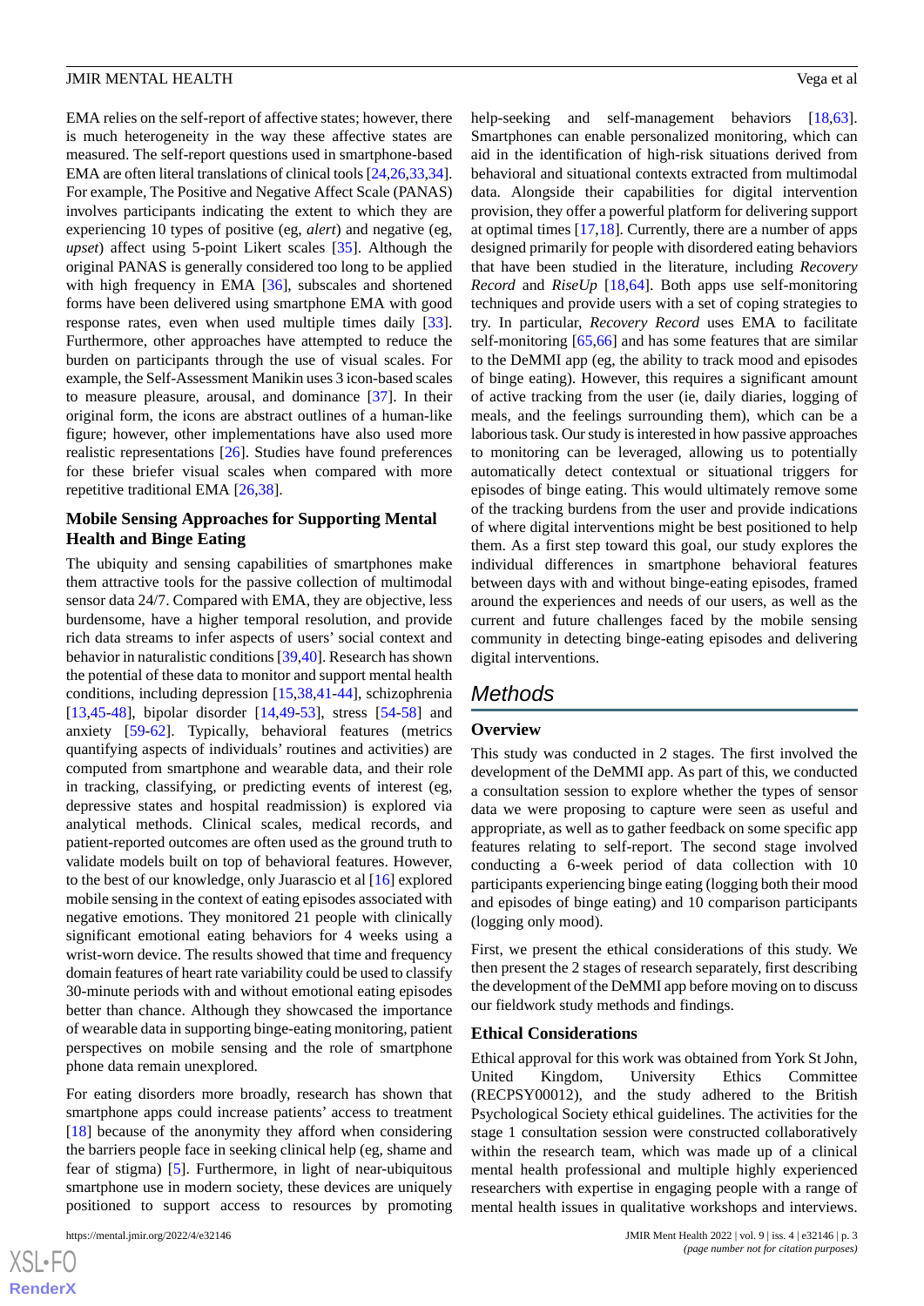EMA relies on the self-report of affective states; however, there is much heterogeneity in the way these affective states are measured. The self-report questions used in smartphone-based EMA are often literal translations of clinical tools [24,26,33,34]. For example, The Positive and Negative Affect Scale (PANAS) involves participants indicating the extent to which they are experiencing 10 types of positive (eg, *alert*) and negative (eg, *upset*) affect using 5-point Likert scales [35]. Although the original PANAS is generally considered too long to be applied with high frequency in EMA [36], subscales and shortened forms have been delivered using smartphone EMA with good response rates, even when used multiple times daily [33]. Furthermore, other approaches have attempted to reduce the burden on participants through the use of visual scales. For example, the Self-Assessment Manikin uses 3 icon-based scales to measure pleasure, arousal, and dominance [37]. In their original form, the icons are abstract outlines of a human-like figure; however, other implementations have also used more realistic representations [26]. Studies have found preferences for these briefer visual scales when compared with more repetitive traditional EMA [26,38].

### Mobile Sensing Approaches for Supporting Mental Health and Binge Eating

The ubiquity and sensing capabilities of smartphones make them attractive tools for the passive collection of multimodal sensor data 24/7. Compared with EMA, they are objective, less burdensome, have a higher temporal resolution, and provide rich data streams to infer aspects of users' social context and behavior in naturalistic conditions [39,40]. Research has shown the potential of these data to monitor and support mental health conditions, including depression [15,38,41-44], schizophrenia [13,45-48], bipolar disorder [14,49-53], stress [54-58] and anxiety [59-62]. Typically, behavioral features (metrics quantifying aspects of individuals' routines and activities) are computed from smartphone and wearable data, and their role in tracking, classifying, or predicting events of interest (eg, depressive states and hospital readmission) is explored via analytical methods. Clinical scales, medical records, and patient-reported outcomes are often used as the ground truth to validate models built on top of behavioral features. However, to the best of our knowledge, only Juarascio et al [16] explored mobile sensing in the context of eating episodes associated with negative emotions. They monitored 21 people with clinically significant emotional eating behaviors for 4 weeks using a wrist-worn device. The results showed that time and frequency domain features of heart rate variability could be used to classify 30-minute periods with and without emotional eating episodes better than chance. Although they showcased the importance of wearable data in supporting binge-eating monitoring, patient perspectives on mobile sensing and the role of smartphone phone data remain unexplored.

For eating disorders more broadly, research has shown that smartphone apps could increase patients' access to treatment [18] because of the anonymity they afford when considering the barriers people face in seeking clinical help (eg, shame and fear of stigma) [5]. Furthermore, in light of near-ubiquitous smartphone use in modern society, these devices are uniquely positioned to support access to resources by promoting help-seeking and self-management behaviors [18,63]. Smartphones can enable personalized monitoring, which can aid in the identification of high-risk situations derived from behavioral and situational contexts extracted from multimodal data. Alongside their capabilities for digital intervention provision, they offer a powerful platform for delivering support at optimal times [17,18]. Currently, there are a number of apps designed primarily for people with disordered eating behaviors that have been studied in the literature, including *Recovery Record* and *RiseUp* [18,64]. Both apps use self-monitoring techniques and provide users with a set of coping strategies to try. In particular, *Recovery Record* uses EMA to facilitate self-monitoring [65,66] and has some features that are similar to the DeMMI app (eg, the ability to track mood and episodes of binge eating). However, this requires a significant amount of active tracking from the user (ie, daily diaries, logging of meals, and the feelings surrounding them), which can be a laborious task. Our study is interested in how passive approaches to monitoring can be leveraged, allowing us to potentially automatically detect contextual or situational triggers for episodes of binge eating. This would ultimately remove some of the tracking burdens from the user and provide indications of where digital interventions might be best positioned to help them. As a first step toward this goal, our study explores the individual differences in smartphone behavioral features between days with and without binge-eating episodes, framed around the experiences and needs of our users, as well as the current and future challenges faced by the mobile sensing community in detecting binge-eating episodes and delivering digital interventions.

## Methods

### Overview

This study was conducted in 2 stages. The first involved the development of the DeMMI app. As part of this, we conducted a consultation session to explore whether the types of sensor data we were proposing to capture were seen as useful and appropriate, as well as to gather feedback on some specific app features relating to self-report. The second stage involved conducting a 6-week period of data collection with 10 participants experiencing binge eating (logging both their mood and episodes of binge eating) and 10 comparison participants (logging only mood).

First, we present the ethical considerations of this study. We then present the 2 stages of research separately, first describing the development of the DeMMI app before moving on to discuss our fieldwork study methods and findings.

### Ethical Considerations

Ethical approval for this work was obtained from York St John, United Kingdom, University Ethics Committee (RECPSY00012), and the study adhered to the British Psychological Society ethical guidelines. The activities for the stage 1 consultation session were constructed collaboratively within the research team, which was made up of a clinical mental health professional and multiple highly experienced researchers with expertise in engaging people with a range of mental health issues in qualitative workshops and interviews.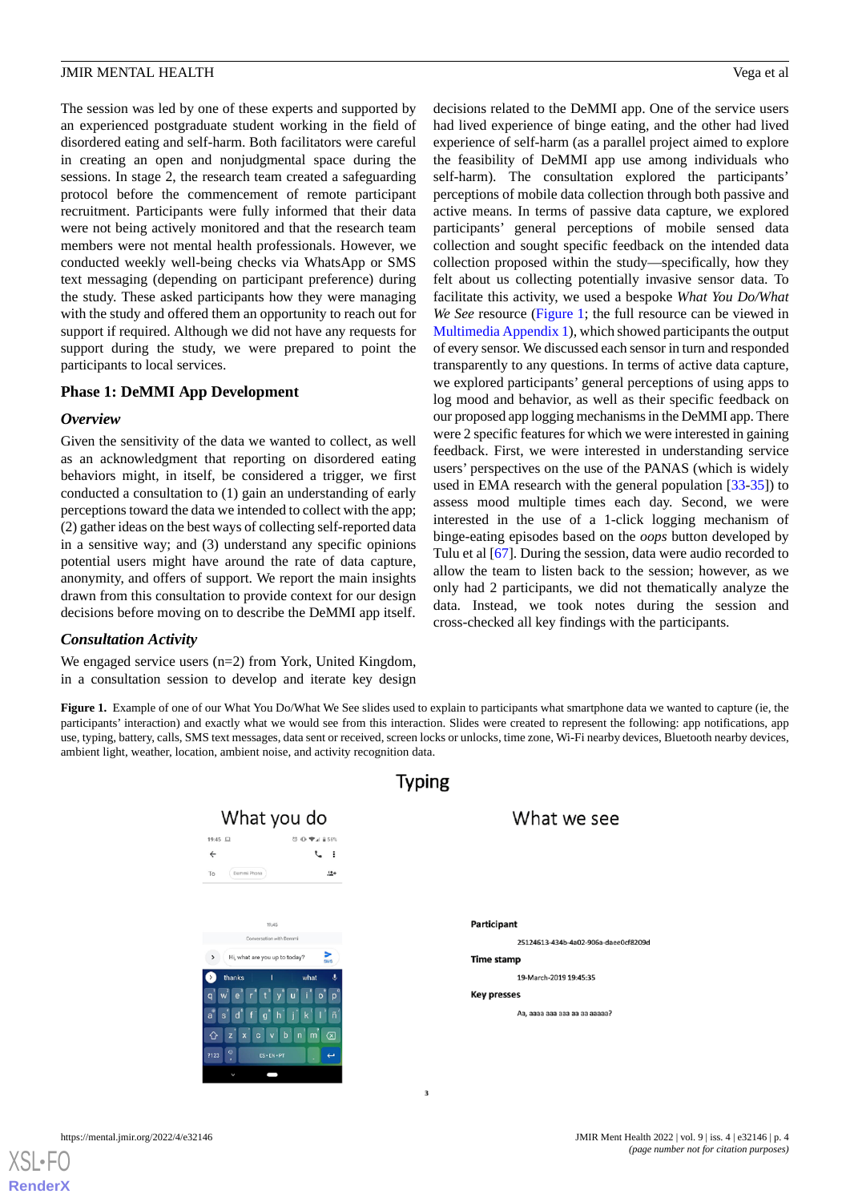The session was led by one of these experts and supported by an experienced postgraduate student working in the field of disordered eating and self-harm. Both facilitators were careful in creating an open and nonjudgmental space during the sessions. In stage 2, the research team created a safeguarding protocol before the commencement of remote participant recruitment. Participants were fully informed that their data were not being actively monitored and that the research team members were not mental health professionals. However, we conducted weekly well-being checks via WhatsApp or SMS text messaging (depending on participant preference) during the study. These asked participants how they were managing with the study and offered them an opportunity to reach out for support if required. Although we did not have any requests for support during the study, we were prepared to point the participants to local services.

## Phase 1: DeMMI App Development

### Overview

Given the sensitivity of the data we wanted to collect, as well as an acknowledgment that reporting on disordered eating behaviors might, in itself, be considered a trigger, we first conducted a consultation to (1) gain an understanding of early perceptions toward the data we intended to collect with the app; (2) gather ideas on the best ways of collecting self-reported data in a sensitive way; and (3) understand any specific opinions potential users might have around the rate of data capture, anonymity, and offers of support. We report the main insights drawn from this consultation to provide context for our design decisions before moving on to describe the DeMMI app itself.

### Consultation Activity

We engaged service users (n=2) from York, United Kingdom, in a consultation session to develop and iterate key design decisions related to the DeMMI app. One of the service users had lived experience of binge eating, and the other had lived experience of self-harm (as a parallel project aimed to explore the feasibility of DeMMI app use among individuals who self-harm). The consultation explored the participants' perceptions of mobile data collection through both passive and active means. In terms of passive data capture, we explored participants' general perceptions of mobile sensed data collection and sought specific feedback on the intended data collection proposed within the study—specifically, how they felt about us collecting potentially invasive sensor data. To facilitate this activity, we used a bespoke *What You Do/What We See* resource (Figure 1; the full resource can be viewed in Multimedia Appendix 1), which showed participants the output of every sensor. We discussed each sensor in turn and responded transparently to any questions. In terms of active data capture, we explored participants' general perceptions of using apps to log mood and behavior, as well as their specific feedback on our proposed app logging mechanisms in the DeMMI app. There were 2 specific features for which we were interested in gaining feedback. First, we were interested in understanding service users' perspectives on the use of the PANAS (which is widely used in EMA research with the general population [33-35]) to assess mood multiple times each day. Second, we were interested in the use of a 1-click logging mechanism of binge-eating episodes based on the *oops* button developed by Tulu et al [67]. During the session, data were audio recorded to allow the team to listen back to the session; however, as we only had 2 participants, we did not thematically analyze the data. Instead, we took notes during the session and cross-checked all key findings with the participants.

**Figure 1.** Example of one of our What You Do/What We See slides used to explain to participants what smartphone data we wanted to capture (ie, the participants' interaction) and exactly what we would see from this interaction. Slides were created to represent the following: app notifications, app use, typing, battery, calls, SMS text messages, data sent or received, screen locks or unlocks, time zone, Wi-Fi nearby devices, Bluetooth nearby devices, ambient light, weather, location, ambient noise, and activity recognition data.

Typing

What you do

What we see

Participant
25124613-434b-4a02-906a-daee0cf8209d
Time stamp
19-March-2019 19:45:35
Key presses
Aa, aaaa aaa aaa aa aa aaaaa?

3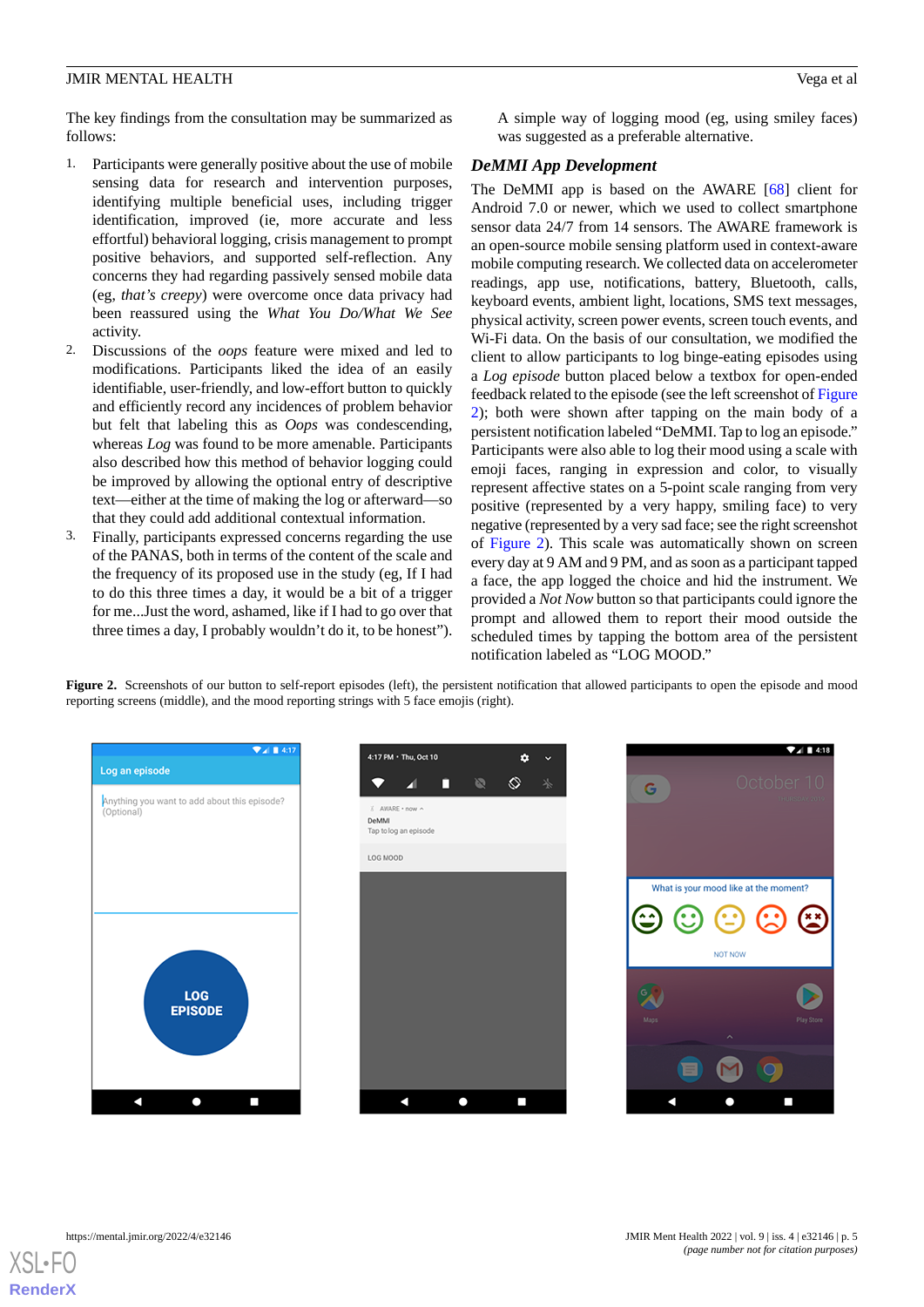The key findings from the consultation may be summarized as follows:

1. Participants were generally positive about the use of mobile sensing data for research and intervention purposes, identifying multiple beneficial uses, including trigger identification, improved (ie, more accurate and less effortful) behavioral logging, crisis management to prompt positive behaviors, and supported self-reflection. Any concerns they had regarding passively sensed mobile data (eg, *that's creepy*) were overcome once data privacy had been reassured using the *What You Do/What We See* activity.
2. Discussions of the *oops* feature were mixed and led to modifications. Participants liked the idea of an easily identifiable, user-friendly, and low-effort button to quickly and efficiently record any incidences of problem behavior but felt that labeling this as *Oops* was condescending, whereas *Log* was found to be more amenable. Participants also described how this method of behavior logging could be improved by allowing the optional entry of descriptive text—either at the time of making the log or afterward—so that they could add additional contextual information.
3. Finally, participants expressed concerns regarding the use of the PANAS, both in terms of the content of the scale and the frequency of its proposed use in the study (eg, If I had to do this three times a day, it would be a bit of a trigger for me...Just the word, ashamed, like if I had to go over that three times a day, I probably wouldn't do it, to be honest"). A simple way of logging mood (eg, using smiley faces) was suggested as a preferable alternative.

## DeMMI App Development

The DeMMI app is based on the AWARE [68] client for Android 7.0 or newer, which we used to collect smartphone sensor data 24/7 from 14 sensors. The AWARE framework is an open-source mobile sensing platform used in context-aware mobile computing research. We collected data on accelerometer readings, app use, notifications, battery, Bluetooth, calls, keyboard events, ambient light, locations, SMS text messages, physical activity, screen power events, screen touch events, and Wi-Fi data. On the basis of our consultation, we modified the client to allow participants to log binge-eating episodes using a *Log episode* button placed below a textbox for open-ended feedback related to the episode (see the left screenshot of Figure 2); both were shown after tapping on the main body of a persistent notification labeled "DeMMI. Tap to log an episode." Participants were also able to log their mood using a scale with emoji faces, ranging in expression and color, to visually represent affective states on a 5-point scale ranging from very positive (represented by a very happy, smiling face) to very negative (represented by a very sad face; see the right screenshot of Figure 2). This scale was automatically shown on screen every day at 9 AM and 9 PM, and as soon as a participant tapped a face, the app logged the choice and hid the instrument. We provided a *Not Now* button so that participants could ignore the prompt and allowed them to report their mood outside the scheduled times by tapping the bottom area of the persistent notification labeled as "LOG MOOD."

**Figure 2.** Screenshots of our button to self-report episodes (left), the persistent notification that allowed participants to open the episode and mood reporting screens (middle), and the mood reporting strings with 5 face emojis (right).

Log an episode
Anything you want to add about this episode? (Optional)
LOG EPISODE

4:17 PM • Thu, Oct 10
AWARE • now
DeMMI
Tap to log an episode
LOG MOOD

October 10
What is your mood like at the moment?
NOT NOW
Maps
Play Store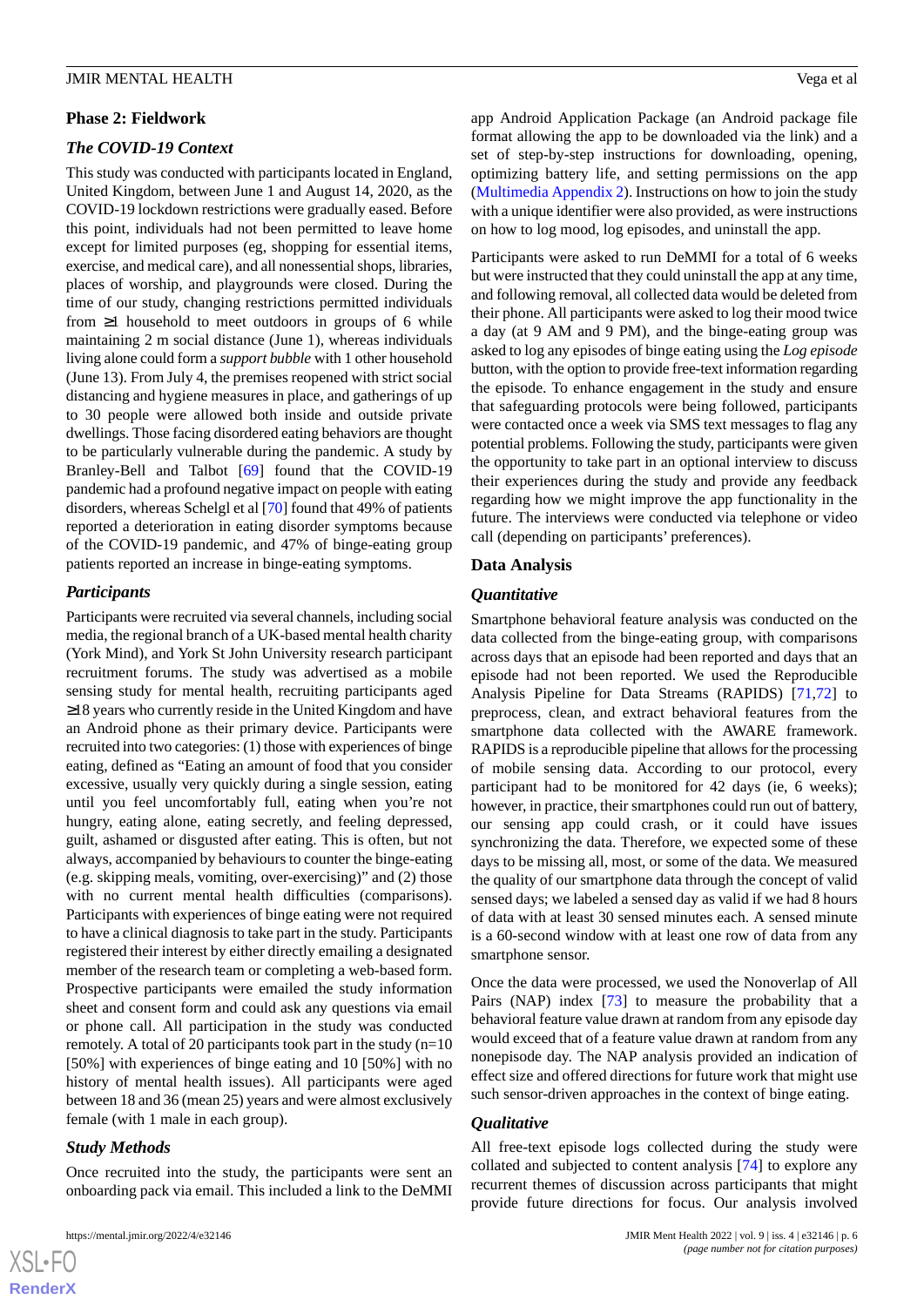## Phase 2: Fieldwork

### The COVID-19 Context

This study was conducted with participants located in England, United Kingdom, between June 1 and August 14, 2020, as the COVID-19 lockdown restrictions were gradually eased. Before this point, individuals had not been permitted to leave home except for limited purposes (eg, shopping for essential items, exercise, and medical care), and all nonessential shops, libraries, places of worship, and playgrounds were closed. During the time of our study, changing restrictions permitted individuals from ≥1 household to meet outdoors in groups of 6 while maintaining 2 m social distance (June 1), whereas individuals living alone could form a *support bubble* with 1 other household (June 13). From July 4, the premises reopened with strict social distancing and hygiene measures in place, and gatherings of up to 30 people were allowed both inside and outside private dwellings. Those facing disordered eating behaviors are thought to be particularly vulnerable during the pandemic. A study by Branley-Bell and Talbot [69] found that the COVID-19 pandemic had a profound negative impact on people with eating disorders, whereas Schelgl et al [70] found that 49% of patients reported a deterioration in eating disorder symptoms because of the COVID-19 pandemic, and 47% of binge-eating group patients reported an increase in binge-eating symptoms.

### Participants

Participants were recruited via several channels, including social media, the regional branch of a UK-based mental health charity (York Mind), and York St John University research participant recruitment forums. The study was advertised as a mobile sensing study for mental health, recruiting participants aged ≥18 years who currently reside in the United Kingdom and have an Android phone as their primary device. Participants were recruited into two categories: (1) those with experiences of binge eating, defined as "Eating an amount of food that you consider excessive, usually very quickly during a single session, eating until you feel uncomfortably full, eating when you're not hungry, eating alone, eating secretly, and feeling depressed, guilt, ashamed or disgusted after eating. This is often, but not always, accompanied by behaviours to counter the binge-eating (e.g. skipping meals, vomiting, over-exercising)" and (2) those with no current mental health difficulties (comparisons). Participants with experiences of binge eating were not required to have a clinical diagnosis to take part in the study. Participants registered their interest by either directly emailing a designated member of the research team or completing a web-based form. Prospective participants were emailed the study information sheet and consent form and could ask any questions via email or phone call. All participation in the study was conducted remotely. A total of 20 participants took part in the study (n=10 [50%] with experiences of binge eating and 10 [50%] with no history of mental health issues). All participants were aged between 18 and 36 (mean 25) years and were almost exclusively female (with 1 male in each group).

### Study Methods

Once recruited into the study, the participants were sent an onboarding pack via email. This included a link to the DeMMI app Android Application Package (an Android package file format allowing the app to be downloaded via the link) and a set of step-by-step instructions for downloading, opening, optimizing battery life, and setting permissions on the app (Multimedia Appendix 2). Instructions on how to join the study with a unique identifier were also provided, as were instructions on how to log mood, log episodes, and uninstall the app.

Participants were asked to run DeMMI for a total of 6 weeks but were instructed that they could uninstall the app at any time, and following removal, all collected data would be deleted from their phone. All participants were asked to log their mood twice a day (at 9 AM and 9 PM), and the binge-eating group was asked to log any episodes of binge eating using the *Log episode* button, with the option to provide free-text information regarding the episode. To enhance engagement in the study and ensure that safeguarding protocols were being followed, participants were contacted once a week via SMS text messages to flag any potential problems. Following the study, participants were given the opportunity to take part in an optional interview to discuss their experiences during the study and provide any feedback regarding how we might improve the app functionality in the future. The interviews were conducted via telephone or video call (depending on participants' preferences).

## Data Analysis

### Quantitative

Smartphone behavioral feature analysis was conducted on the data collected from the binge-eating group, with comparisons across days that an episode had been reported and days that an episode had not been reported. We used the Reproducible Analysis Pipeline for Data Streams (RAPIDS) [71,72] to preprocess, clean, and extract behavioral features from the smartphone data collected with the AWARE framework. RAPIDS is a reproducible pipeline that allows for the processing of mobile sensing data. According to our protocol, every participant had to be monitored for 42 days (ie, 6 weeks); however, in practice, their smartphones could run out of battery, our sensing app could crash, or it could have issues synchronizing the data. Therefore, we expected some of these days to be missing all, most, or some of the data. We measured the quality of our smartphone data through the concept of valid sensed days; we labeled a sensed day as valid if we had 8 hours of data with at least 30 sensed minutes each. A sensed minute is a 60-second window with at least one row of data from any smartphone sensor.

Once the data were processed, we used the Nonoverlap of All Pairs (NAP) index [73] to measure the probability that a behavioral feature value drawn at random from any episode day would exceed that of a feature value drawn at random from any nonepisode day. The NAP analysis provided an indication of effect size and offered directions for future work that might use such sensor-driven approaches in the context of binge eating.

### Qualitative

All free-text episode logs collected during the study were collated and subjected to content analysis [74] to explore any recurrent themes of discussion across participants that might provide future directions for focus. Our analysis involved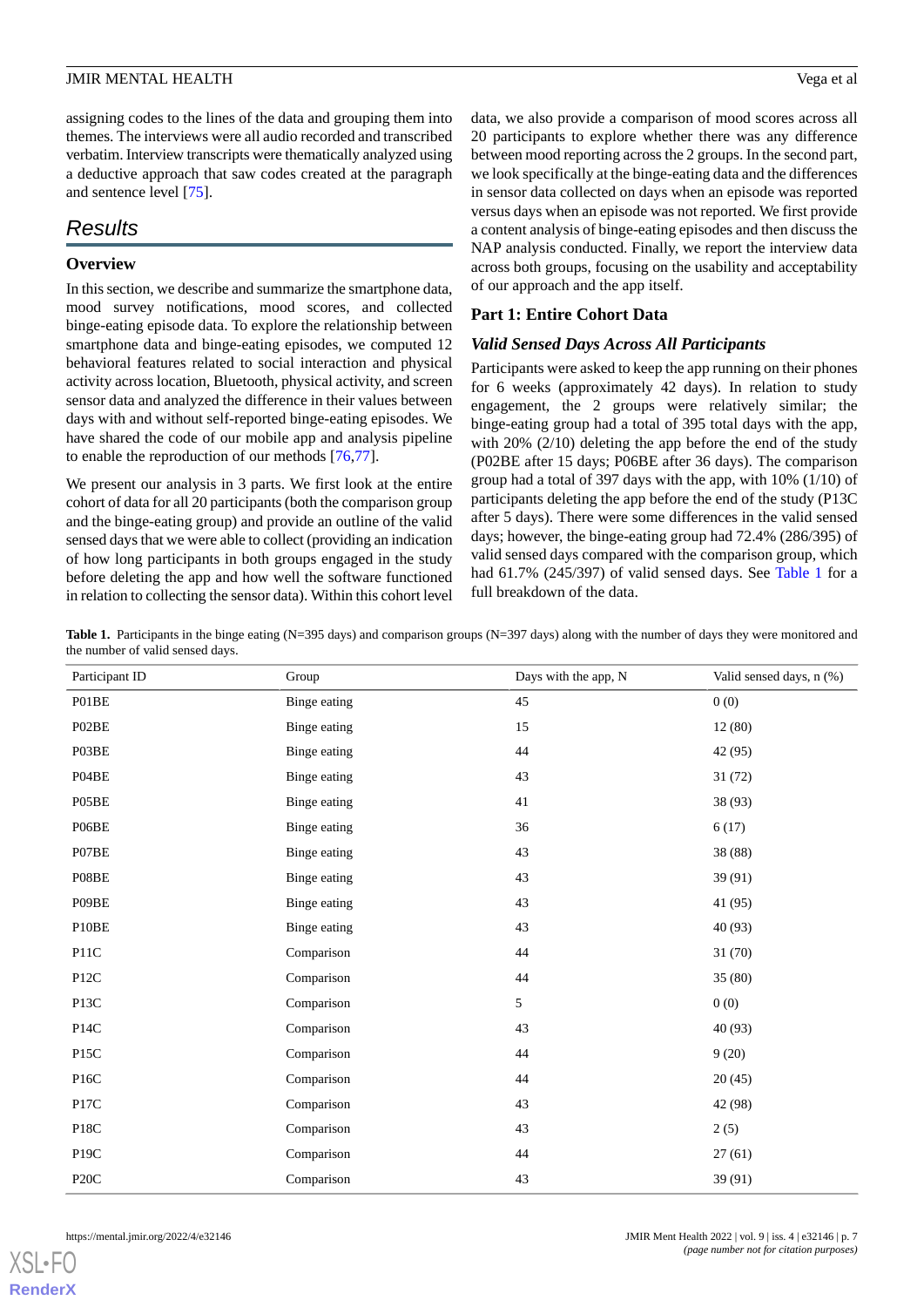assigning codes to the lines of the data and grouping them into themes. The interviews were all audio recorded and transcribed verbatim. Interview transcripts were thematically analyzed using a deductive approach that saw codes created at the paragraph and sentence level [75].

# Results

## Overview

In this section, we describe and summarize the smartphone data, mood survey notifications, mood scores, and collected binge-eating episode data. To explore the relationship between smartphone data and binge-eating episodes, we computed 12 behavioral features related to social interaction and physical activity across location, Bluetooth, physical activity, and screen sensor data and analyzed the difference in their values between days with and without self-reported binge-eating episodes. We have shared the code of our mobile app and analysis pipeline to enable the reproduction of our methods [76,77].

We present our analysis in 3 parts. We first look at the entire cohort of data for all 20 participants (both the comparison group and the binge-eating group) and provide an outline of the valid sensed days that we were able to collect (providing an indication of how long participants in both groups engaged in the study before deleting the app and how well the software functioned in relation to collecting the sensor data). Within this cohort level data, we also provide a comparison of mood scores across all 20 participants to explore whether there was any difference between mood reporting across the 2 groups. In the second part, we look specifically at the binge-eating data and the differences in sensor data collected on days when an episode was reported versus days when an episode was not reported. We first provide a content analysis of binge-eating episodes and then discuss the NAP analysis conducted. Finally, we report the interview data across both groups, focusing on the usability and acceptability of our approach and the app itself.

## Part 1: Entire Cohort Data

### *Valid Sensed Days Across All Participants*

Participants were asked to keep the app running on their phones for 6 weeks (approximately 42 days). In relation to study engagement, the 2 groups were relatively similar; the binge-eating group had a total of 395 total days with the app, with 20% (2/10) deleting the app before the end of the study (P02BE after 15 days; P06BE after 36 days). The comparison group had a total of 397 days with the app, with 10% (1/10) of participants deleting the app before the end of the study (P13C after 5 days). There were some differences in the valid sensed days; however, the binge-eating group had 72.4% (286/395) of valid sensed days compared with the comparison group, which had 61.7% (245/397) of valid sensed days. See Table 1 for a full breakdown of the data.

**Table 1.** Participants in the binge eating (N=395 days) and comparison groups (N=397 days) along with the number of days they were monitored and the number of valid sensed days.

| Participant ID | Group | Days with the app, N | Valid sensed days, n (%) |
|---|---|---|---|
| P01BE | Binge eating | 45 | 0 (0) |
| P02BE | Binge eating | 15 | 12 (80) |
| P03BE | Binge eating | 44 | 42 (95) |
| P04BE | Binge eating | 43 | 31 (72) |
| P05BE | Binge eating | 41 | 38 (93) |
| P06BE | Binge eating | 36 | 6 (17) |
| P07BE | Binge eating | 43 | 38 (88) |
| P08BE | Binge eating | 43 | 39 (91) |
| P09BE | Binge eating | 43 | 41 (95) |
| P10BE | Binge eating | 43 | 40 (93) |
| P11C | Comparison | 44 | 31 (70) |
| P12C | Comparison | 44 | 35 (80) |
| P13C | Comparison | 5 | 0 (0) |
| P14C | Comparison | 43 | 40 (93) |
| P15C | Comparison | 44 | 9 (20) |
| P16C | Comparison | 44 | 20 (45) |
| P17C | Comparison | 43 | 42 (98) |
| P18C | Comparison | 43 | 2 (5) |
| P19C | Comparison | 44 | 27 (61) |
| P20C | Comparison | 43 | 39 (91) |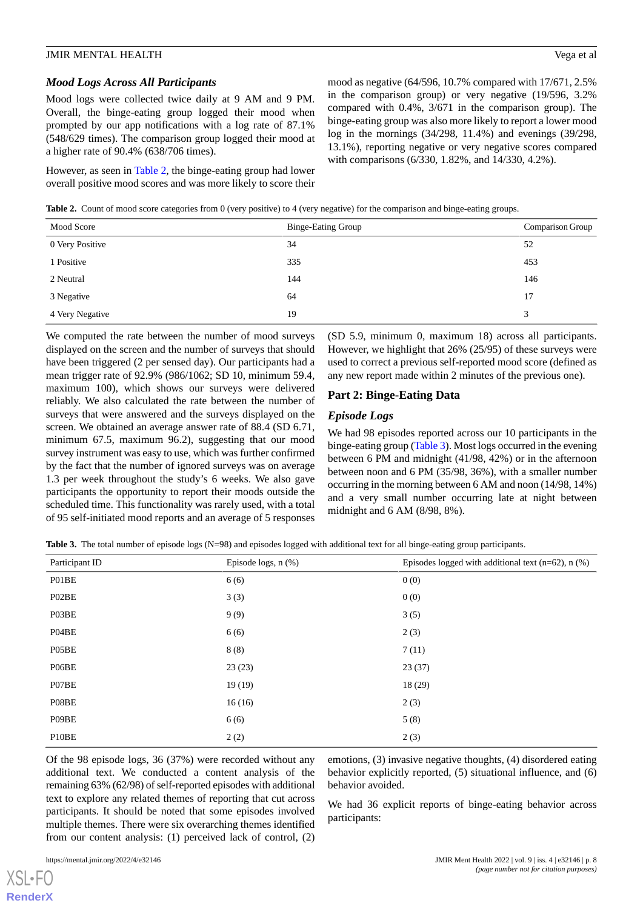### *Mood Logs Across All Participants*

Mood logs were collected twice daily at 9 AM and 9 PM. Overall, the binge-eating group logged their mood when prompted by our app notifications with a log rate of 87.1% (548/629 times). The comparison group logged their mood at a higher rate of 90.4% (638/706 times).

However, as seen in Table 2, the binge-eating group had lower overall positive mood scores and was more likely to score their mood as negative (64/596, 10.7% compared with 17/671, 2.5% in the comparison group) or very negative (19/596, 3.2% compared with 0.4%, 3/671 in the comparison group). The binge-eating group was also more likely to report a lower mood log in the mornings (34/298, 11.4%) and evenings (39/298, 13.1%), reporting negative or very negative scores compared with comparisons (6/330, 1.82%, and 14/330, 4.2%).

**Table 2.** Count of mood score categories from 0 (very positive) to 4 (very negative) for the comparison and binge-eating groups.

| Mood Score | Binge-Eating Group | Comparison Group |
|---|---|---|
| 0 Very Positive | 34 | 52 |
| 1 Positive | 335 | 453 |
| 2 Neutral | 144 | 146 |
| 3 Negative | 64 | 17 |
| 4 Very Negative | 19 | 3 |

We computed the rate between the number of mood surveys displayed on the screen and the number of surveys that should have been triggered (2 per sensed day). Our participants had a mean trigger rate of 92.9% (986/1062; SD 10, minimum 59.4, maximum 100), which shows our surveys were delivered reliably. We also calculated the rate between the number of surveys that were answered and the surveys displayed on the screen. We obtained an average answer rate of 88.4 (SD 6.71, minimum 67.5, maximum 96.2), suggesting that our mood survey instrument was easy to use, which was further confirmed by the fact that the number of ignored surveys was on average 1.3 per week throughout the study's 6 weeks. We also gave participants the opportunity to report their moods outside the scheduled time. This functionality was rarely used, with a total of 95 self-initiated mood reports and an average of 5 responses (SD 5.9, minimum 0, maximum 18) across all participants. However, we highlight that 26% (25/95) of these surveys were used to correct a previous self-reported mood score (defined as any new report made within 2 minutes of the previous one).

## Part 2: Binge-Eating Data

### *Episode Logs*

We had 98 episodes reported across our 10 participants in the binge-eating group (Table 3). Most logs occurred in the evening between 6 PM and midnight (41/98, 42%) or in the afternoon between noon and 6 PM (35/98, 36%), with a smaller number occurring in the morning between 6 AM and noon (14/98, 14%) and a very small number occurring late at night between midnight and 6 AM (8/98, 8%).

**Table 3.** The total number of episode logs (N=98) and episodes logged with additional text for all binge-eating group participants.

| Participant ID | Episode logs, n (%) | Episodes logged with additional text (n=62), n (%) |
|---|---|---|
| P01BE | 6 (6) | 0 (0) |
| P02BE | 3 (3) | 0 (0) |
| P03BE | 9 (9) | 3 (5) |
| P04BE | 6 (6) | 2 (3) |
| P05BE | 8 (8) | 7 (11) |
| P06BE | 23 (23) | 23 (37) |
| P07BE | 19 (19) | 18 (29) |
| P08BE | 16 (16) | 2 (3) |
| P09BE | 6 (6) | 5 (8) |
| P10BE | 2 (2) | 2 (3) |

Of the 98 episode logs, 36 (37%) were recorded without any additional text. We conducted a content analysis of the remaining 63% (62/98) of self-reported episodes with additional text to explore any related themes of reporting that cut across participants. It should be noted that some episodes involved multiple themes. There were six overarching themes identified from our content analysis: (1) perceived lack of control, (2) emotions, (3) invasive negative thoughts, (4) disordered eating behavior explicitly reported, (5) situational influence, and (6) behavior avoided.

We had 36 explicit reports of binge-eating behavior across participants: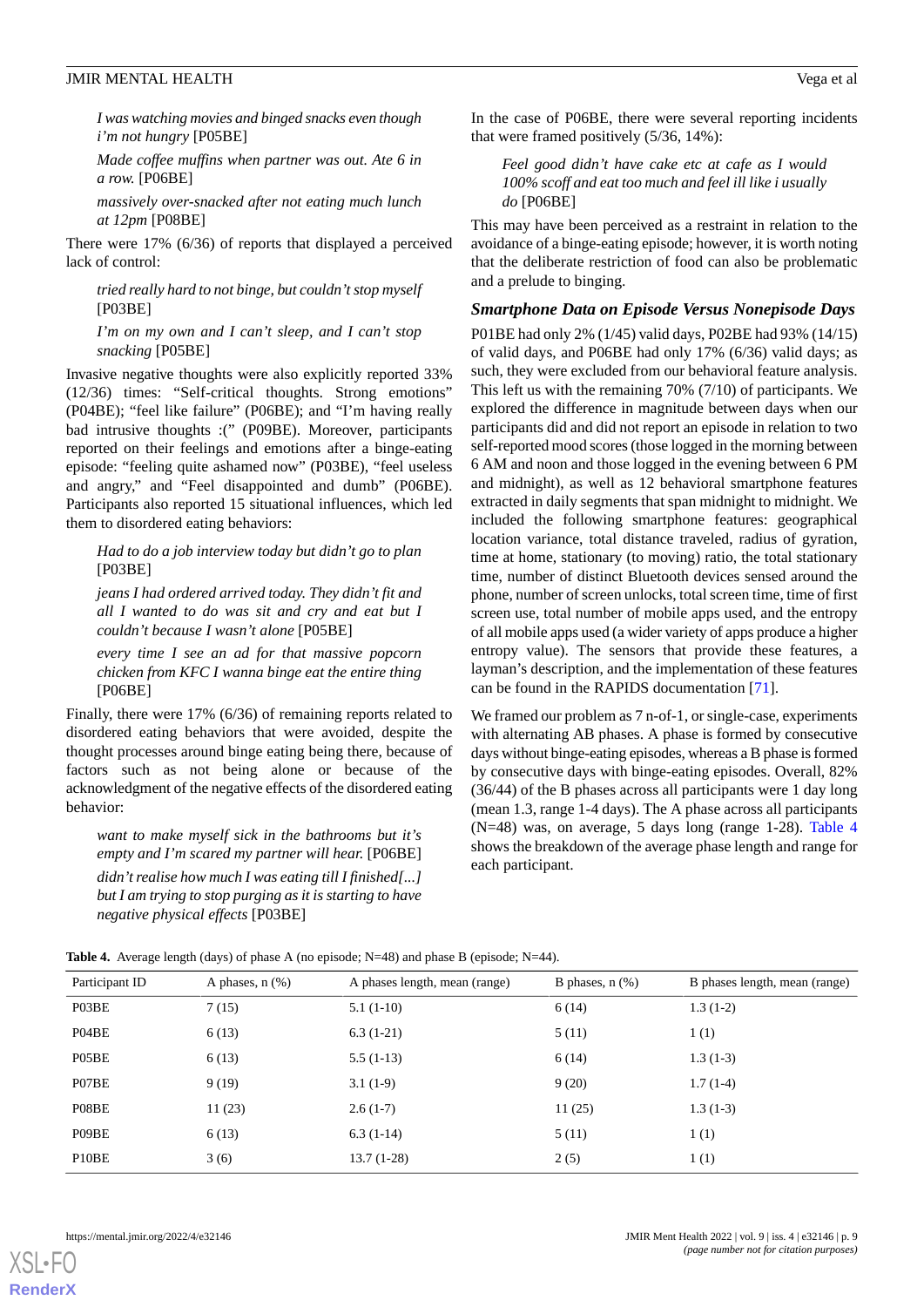> *I was watching movies and binged snacks even though i'm not hungry* [P05BE]

> *Made coffee muffins when partner was out. Ate 6 in a row.* [P06BE]

> *massively over-snacked after not eating much lunch at 12pm* [P08BE]

There were 17% (6/36) of reports that displayed a perceived lack of control:

> *tried really hard to not binge, but couldn't stop myself* [P03BE]

> *I'm on my own and I can't sleep, and I can't stop snacking* [P05BE]

Invasive negative thoughts were also explicitly reported 33% (12/36) times: "Self-critical thoughts. Strong emotions" (P04BE); "feel like failure" (P06BE); and "I'm having really bad intrusive thoughts :(" (P09BE). Moreover, participants reported on their feelings and emotions after a binge-eating episode: "feeling quite ashamed now" (P03BE), "feel useless and angry," and "Feel disappointed and dumb" (P06BE). Participants also reported 15 situational influences, which led them to disordered eating behaviors:

> *Had to do a job interview today but didn't go to plan* [P03BE]

> *jeans I had ordered arrived today. They didn't fit and all I wanted to do was sit and cry and eat but I couldn't because I wasn't alone* [P05BE]

> *every time I see an ad for that massive popcorn chicken from KFC I wanna binge eat the entire thing* [P06BE]

Finally, there were 17% (6/36) of remaining reports related to disordered eating behaviors that were avoided, despite the thought processes around binge eating being there, because of factors such as not being alone or because of the acknowledgment of the negative effects of the disordered eating behavior:

> *want to make myself sick in the bathrooms but it's empty and I'm scared my partner will hear.* [P06BE]

> *didn't realise how much I was eating till I finished[...] but I am trying to stop purging as it is starting to have negative physical effects* [P03BE]

In the case of P06BE, there were several reporting incidents that were framed positively (5/36, 14%):

> *Feel good didn't have cake etc at cafe as I would 100% scoff and eat too much and feel ill like i usually do* [P06BE]

This may have been perceived as a restraint in relation to the avoidance of a binge-eating episode; however, it is worth noting that the deliberate restriction of food can also be problematic and a prelude to binging.

### *Smartphone Data on Episode Versus Nonepisode Days*

P01BE had only 2% (1/45) valid days, P02BE had 93% (14/15) of valid days, and P06BE had only 17% (6/36) valid days; as such, they were excluded from our behavioral feature analysis. This left us with the remaining 70% (7/10) of participants. We explored the difference in magnitude between days when our participants did and did not report an episode in relation to two self-reported mood scores (those logged in the morning between 6 AM and noon and those logged in the evening between 6 PM and midnight), as well as 12 behavioral smartphone features extracted in daily segments that span midnight to midnight. We included the following smartphone features: geographical location variance, total distance traveled, radius of gyration, time at home, stationary (to moving) ratio, the total stationary time, number of distinct Bluetooth devices sensed around the phone, number of screen unlocks, total screen time, time of first screen use, total number of mobile apps used, and the entropy of all mobile apps used (a wider variety of apps produce a higher entropy value). The sensors that provide these features, a layman's description, and the implementation of these features can be found in the RAPIDS documentation [71].

We framed our problem as 7 n-of-1, or single-case, experiments with alternating AB phases. A phase is formed by consecutive days without binge-eating episodes, whereas a B phase is formed by consecutive days with binge-eating episodes. Overall, 82% (36/44) of the B phases across all participants were 1 day long (mean 1.3, range 1-4 days). The A phase across all participants (N=48) was, on average, 5 days long (range 1-28). Table 4 shows the breakdown of the average phase length and range for each participant.

**Table 4.** Average length (days) of phase A (no episode; N=48) and phase B (episode; N=44).

| Participant ID | A phases, n (%) | A phases length, mean (range) | B phases, n (%) | B phases length, mean (range) |
|---|---|---|---|---|
| P03BE | 7 (15) | 5.1 (1-10) | 6 (14) | 1.3 (1-2) |
| P04BE | 6 (13) | 6.3 (1-21) | 5 (11) | 1 (1) |
| P05BE | 6 (13) | 5.5 (1-13) | 6 (14) | 1.3 (1-3) |
| P07BE | 9 (19) | 3.1 (1-9) | 9 (20) | 1.7 (1-4) |
| P08BE | 11 (23) | 2.6 (1-7) | 11 (25) | 1.3 (1-3) |
| P09BE | 6 (13) | 6.3 (1-14) | 5 (11) | 1 (1) |
| P10BE | 3 (6) | 13.7 (1-28) | 2 (5) | 1 (1) |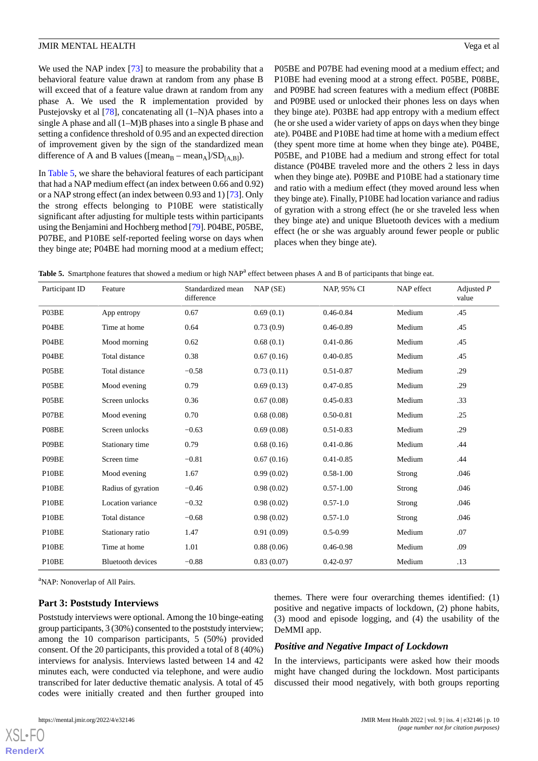We used the NAP index [73] to measure the probability that a behavioral feature value drawn at random from any phase B will exceed that of a feature value drawn at random from any phase A. We used the R implementation provided by Pustejovsky et al [78], concatenating all (1–N)A phases into a single A phase and all (1–M)B phases into a single B phase and setting a confidence threshold of 0.95 and an expected direction of improvement given by the sign of the standardized mean difference of A and B values ($[\text{mean}_B - \text{mean}_A]/SD_{[A,B]}$).

In Table 5, we share the behavioral features of each participant that had a NAP medium effect (an index between 0.66 and 0.92) or a NAP strong effect (an index between 0.93 and 1) [73]. Only the strong effects belonging to P10BE were statistically significant after adjusting for multiple tests within participants using the Benjamini and Hochberg method [79]. P04BE, P05BE, P07BE, and P10BE self-reported feeling worse on days when they binge ate; P04BE had morning mood at a medium effect; P05BE and P07BE had evening mood at a medium effect; and P10BE had evening mood at a strong effect. P05BE, P08BE, and P09BE had screen features with a medium effect (P08BE and P09BE used or unlocked their phones less on days when they binge ate). P03BE had app entropy with a medium effect (he or she used a wider variety of apps on days when they binge ate). P04BE and P10BE had time at home with a medium effect (they spent more time at home when they binge ate). P04BE, P05BE, and P10BE had a medium and strong effect for total distance (P04BE traveled more and the others 2 less in days when they binge ate). P09BE and P10BE had a stationary time and ratio with a medium effect (they moved around less when they binge ate). Finally, P10BE had location variance and radius of gyration with a strong effect (he or she traveled less when they binge ate) and unique Bluetooth devices with a medium effect (he or she was arguably around fewer people or public places when they binge ate).

**Table 5.** Smartphone features that showed a medium or high NAP[a] effect between phases A and B of participants that binge eat.

| Participant ID | Feature | Standardized mean difference | NAP (SE) | NAP, 95% CI | NAP effect | Adjusted *P* value |
|---|---|---|---|---|---|---|
| P03BE | App entropy | 0.67 | 0.69 (0.1) | 0.46-0.84 | Medium | .45 |
| P04BE | Time at home | 0.64 | 0.73 (0.9) | 0.46-0.89 | Medium | .45 |
| P04BE | Mood morning | 0.62 | 0.68 (0.1) | 0.41-0.86 | Medium | .45 |
| P04BE | Total distance | 0.38 | 0.67 (0.16) | 0.40-0.85 | Medium | .45 |
| P05BE | Total distance | −0.58 | 0.73 (0.11) | 0.51-0.87 | Medium | .29 |
| P05BE | Mood evening | 0.79 | 0.69 (0.13) | 0.47-0.85 | Medium | .29 |
| P05BE | Screen unlocks | 0.36 | 0.67 (0.08) | 0.45-0.83 | Medium | .33 |
| P07BE | Mood evening | 0.70 | 0.68 (0.08) | 0.50-0.81 | Medium | .25 |
| P08BE | Screen unlocks | −0.63 | 0.69 (0.08) | 0.51-0.83 | Medium | .29 |
| P09BE | Stationary time | 0.79 | 0.68 (0.16) | 0.41-0.86 | Medium | .44 |
| P09BE | Screen time | −0.81 | 0.67 (0.16) | 0.41-0.85 | Medium | .44 |
| P10BE | Mood evening | 1.67 | 0.99 (0.02) | 0.58-1.00 | Strong | .046 |
| P10BE | Radius of gyration | −0.46 | 0.98 (0.02) | 0.57-1.00 | Strong | .046 |
| P10BE | Location variance | −0.32 | 0.98 (0.02) | 0.57-1.0 | Strong | .046 |
| P10BE | Total distance | −0.68 | 0.98 (0.02) | 0.57-1.0 | Strong | .046 |
| P10BE | Stationary ratio | 1.47 | 0.91 (0.09) | 0.5-0.99 | Medium | .07 |
| P10BE | Time at home | 1.01 | 0.88 (0.06) | 0.46-0.98 | Medium | .09 |
| P10BE | Bluetooth devices | −0.88 | 0.83 (0.07) | 0.42-0.97 | Medium | .13 |

[a]NAP: Nonoverlap of All Pairs.

## Part 3: Poststudy Interviews

Poststudy interviews were optional. Among the 10 binge-eating group participants, 3 (30%) consented to the poststudy interview; among the 10 comparison participants, 5 (50%) provided consent. Of the 20 participants, this provided a total of 8 (40%) interviews for analysis. Interviews lasted between 14 and 42 minutes each, were conducted via telephone, and were audio transcribed for later deductive thematic analysis. A total of 45 codes were initially created and then further grouped into themes. There were four overarching themes identified: (1) positive and negative impacts of lockdown, (2) phone habits, (3) mood and episode logging, and (4) the usability of the DeMMI app.

### *Positive and Negative Impact of Lockdown*

In the interviews, participants were asked how their moods might have changed during the lockdown. Most participants discussed their mood negatively, with both groups reporting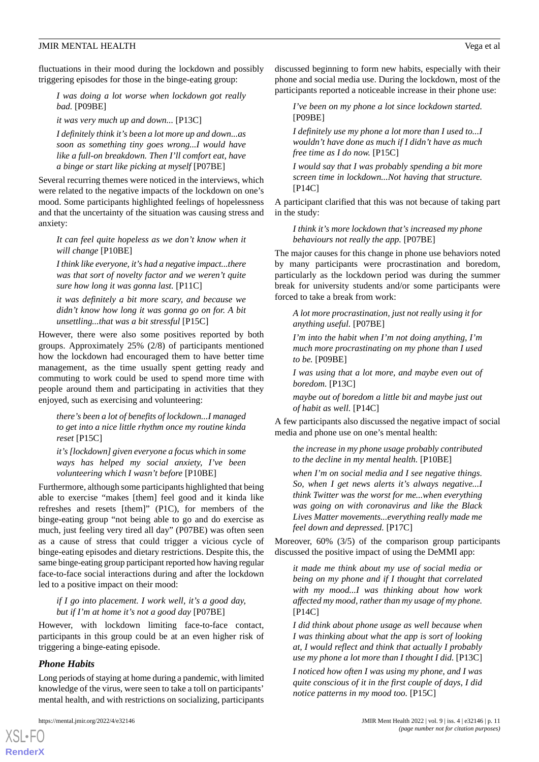fluctuations in their mood during the lockdown and possibly triggering episodes for those in the binge-eating group:

> *I was doing a lot worse when lockdown got really bad.* [P09BE]
>
> *it was very much up and down...* [P13C]
>
> *I definitely think it's been a lot more up and down...as soon as something tiny goes wrong...I would have like a full-on breakdown. Then I'll comfort eat, have a binge or start like picking at myself* [P07BE]

Several recurring themes were noticed in the interviews, which were related to the negative impacts of the lockdown on one's mood. Some participants highlighted feelings of hopelessness and that the uncertainty of the situation was causing stress and anxiety:

> *It can feel quite hopeless as we don't know when it will change* [P10BE]
>
> *I think like everyone, it's had a negative impact...there was that sort of novelty factor and we weren't quite sure how long it was gonna last.* [P11C]
>
> *it was definitely a bit more scary, and because we didn't know how long it was gonna go on for. A bit unsettling...that was a bit stressful* [P15C]

However, there were also some positives reported by both groups. Approximately 25% (2/8) of participants mentioned how the lockdown had encouraged them to have better time management, as the time usually spent getting ready and commuting to work could be used to spend more time with people around them and participating in activities that they enjoyed, such as exercising and volunteering:

> *there's been a lot of benefits of lockdown...I managed to get into a nice little rhythm once my routine kinda reset* [P15C]
>
> *it's [lockdown] given everyone a focus which in some ways has helped my social anxiety, I've been volunteering which I wasn't before* [P10BE]

Furthermore, although some participants highlighted that being able to exercise "makes [them] feel good and it kinda like refreshes and resets [them]" (P1C), for members of the binge-eating group "not being able to go and do exercise as much, just feeling very tired all day" (P07BE) was often seen as a cause of stress that could trigger a vicious cycle of binge-eating episodes and dietary restrictions. Despite this, the same binge-eating group participant reported how having regular face-to-face social interactions during and after the lockdown led to a positive impact on their mood:

> *if I go into placement. I work well, it's a good day, but if I'm at home it's not a good day* [P07BE]

However, with lockdown limiting face-to-face contact, participants in this group could be at an even higher risk of triggering a binge-eating episode.

### *Phone Habits*

Long periods of staying at home during a pandemic, with limited knowledge of the virus, were seen to take a toll on participants' mental health, and with restrictions on socializing, participants discussed beginning to form new habits, especially with their phone and social media use. During the lockdown, most of the participants reported a noticeable increase in their phone use:

> *I've been on my phone a lot since lockdown started.* [P09BE]
>
> *I definitely use my phone a lot more than I used to...I wouldn't have done as much if I didn't have as much free time as I do now.* [P15C]
>
> *I would say that I was probably spending a bit more screen time in lockdown...Not having that structure.* [P14C]

A participant clarified that this was not because of taking part in the study:

> *I think it's more lockdown that's increased my phone behaviours not really the app.* [P07BE]

The major causes for this change in phone use behaviors noted by many participants were procrastination and boredom, particularly as the lockdown period was during the summer break for university students and/or some participants were forced to take a break from work:

> *A lot more procrastination, just not really using it for anything useful.* [P07BE]
>
> *I'm into the habit when I'm not doing anything, I'm much more procrastinating on my phone than I used to be.* [P09BE]
>
> *I was using that a lot more, and maybe even out of boredom.* [P13C]
>
> *maybe out of boredom a little bit and maybe just out of habit as well.* [P14C]

A few participants also discussed the negative impact of social media and phone use on one's mental health:

> *the increase in my phone usage probably contributed to the decline in my mental health.* [P10BE]
>
> *when I'm on social media and I see negative things. So, when I get news alerts it's always negative...I think Twitter was the worst for me...when everything was going on with coronavirus and like the Black Lives Matter movements...everything really made me feel down and depressed.* [P17C]

Moreover, 60% (3/5) of the comparison group participants discussed the positive impact of using the DeMMI app:

> *it made me think about my use of social media or being on my phone and if I thought that correlated with my mood...I was thinking about how work affected my mood, rather than my usage of my phone.* [P14C]
>
> *I did think about phone usage as well because when I was thinking about what the app is sort of looking at, I would reflect and think that actually I probably use my phone a lot more than I thought I did.* [P13C]
>
> *I noticed how often I was using my phone, and I was quite conscious of it in the first couple of days, I did notice patterns in my mood too.* [P15C]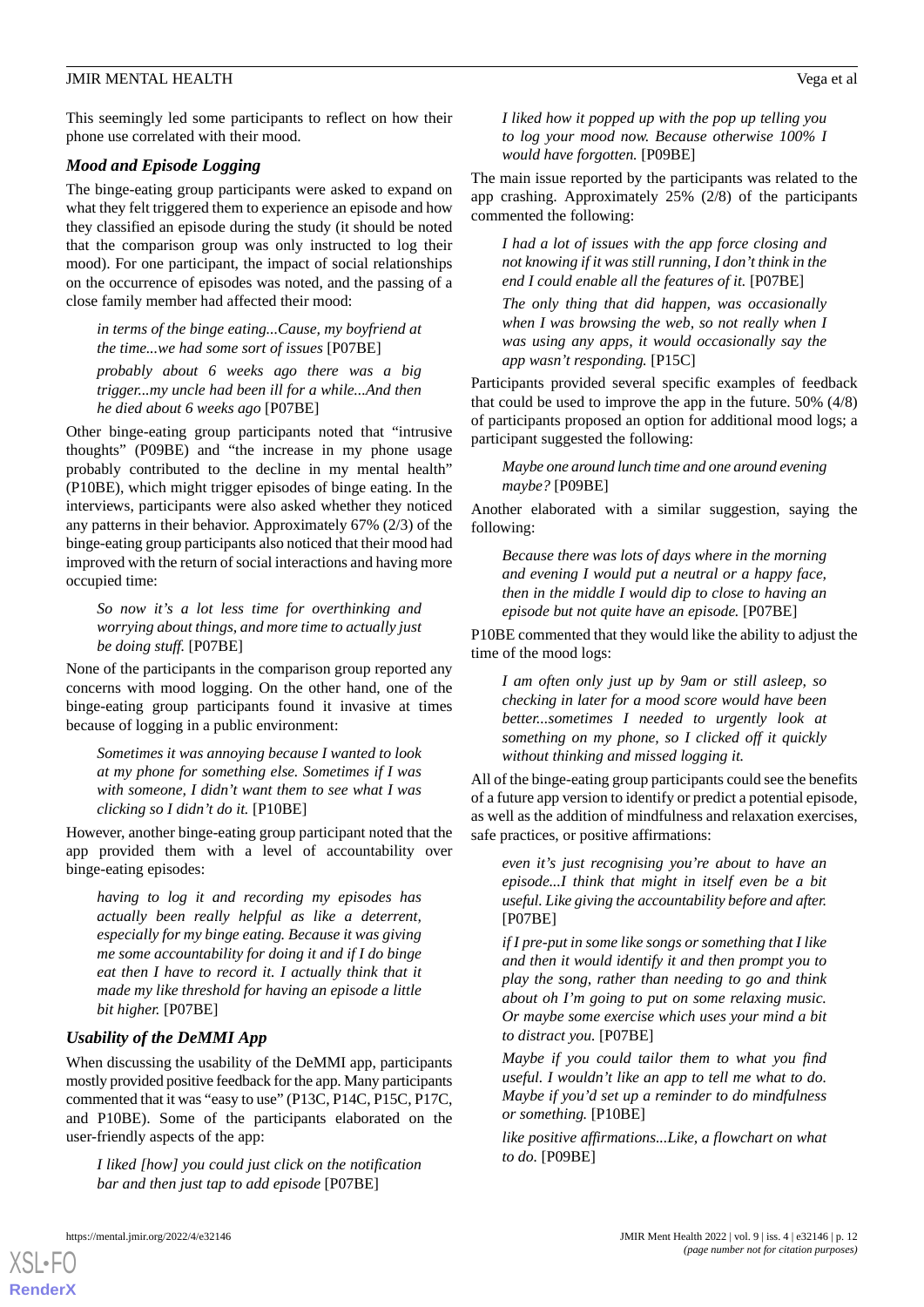This seemingly led some participants to reflect on how their phone use correlated with their mood.

### Mood and Episode Logging

The binge-eating group participants were asked to expand on what they felt triggered them to experience an episode and how they classified an episode during the study (it should be noted that the comparison group was only instructed to log their mood). For one participant, the impact of social relationships on the occurrence of episodes was noted, and the passing of a close family member had affected their mood:

> *in terms of the binge eating...Cause, my boyfriend at the time...we had some sort of issues* [P07BE]

> *probably about 6 weeks ago there was a big trigger...my uncle had been ill for a while...And then he died about 6 weeks ago* [P07BE]

Other binge-eating group participants noted that "intrusive thoughts" (P09BE) and "the increase in my phone usage probably contributed to the decline in my mental health" (P10BE), which might trigger episodes of binge eating. In the interviews, participants were also asked whether they noticed any patterns in their behavior. Approximately 67% (2/3) of the binge-eating group participants also noticed that their mood had improved with the return of social interactions and having more occupied time:

> *So now it's a lot less time for overthinking and worrying about things, and more time to actually just be doing stuff.* [P07BE]

None of the participants in the comparison group reported any concerns with mood logging. On the other hand, one of the binge-eating group participants found it invasive at times because of logging in a public environment:

> *Sometimes it was annoying because I wanted to look at my phone for something else. Sometimes if I was with someone, I didn't want them to see what I was clicking so I didn't do it.* [P10BE]

However, another binge-eating group participant noted that the app provided them with a level of accountability over binge-eating episodes:

> *having to log it and recording my episodes has actually been really helpful as like a deterrent, especially for my binge eating. Because it was giving me some accountability for doing it and if I do binge eat then I have to record it. I actually think that it made my like threshold for having an episode a little bit higher.* [P07BE]

### Usability of the DeMMI App

When discussing the usability of the DeMMI app, participants mostly provided positive feedback for the app. Many participants commented that it was "easy to use" (P13C, P14C, P15C, P17C, and P10BE). Some of the participants elaborated on the user-friendly aspects of the app:

> *I liked [how] you could just click on the notification bar and then just tap to add episode* [P07BE]

> *I liked how it popped up with the pop up telling you to log your mood now. Because otherwise 100% I would have forgotten.* [P09BE]

The main issue reported by the participants was related to the app crashing. Approximately 25% (2/8) of the participants commented the following:

> *I had a lot of issues with the app force closing and not knowing if it was still running, I don't think in the end I could enable all the features of it.* [P07BE]

> *The only thing that did happen, was occasionally when I was browsing the web, so not really when I was using any apps, it would occasionally say the app wasn't responding.* [P15C]

Participants provided several specific examples of feedback that could be used to improve the app in the future. 50% (4/8) of participants proposed an option for additional mood logs; a participant suggested the following:

> *Maybe one around lunch time and one around evening maybe?* [P09BE]

Another elaborated with a similar suggestion, saying the following:

> *Because there was lots of days where in the morning and evening I would put a neutral or a happy face, then in the middle I would dip to close to having an episode but not quite have an episode.* [P07BE]

P10BE commented that they would like the ability to adjust the time of the mood logs:

> *I am often only just up by 9am or still asleep, so checking in later for a mood score would have been better...sometimes I needed to urgently look at something on my phone, so I clicked off it quickly without thinking and missed logging it.*

All of the binge-eating group participants could see the benefits of a future app version to identify or predict a potential episode, as well as the addition of mindfulness and relaxation exercises, safe practices, or positive affirmations:

> *even it's just recognising you're about to have an episode...I think that might in itself even be a bit useful. Like giving the accountability before and after.* [P07BE]

> *if I pre-put in some like songs or something that I like and then it would identify it and then prompt you to play the song, rather than needing to go and think about oh I'm going to put on some relaxing music. Or maybe some exercise which uses your mind a bit to distract you.* [P07BE]

> *Maybe if you could tailor them to what you find useful. I wouldn't like an app to tell me what to do. Maybe if you'd set up a reminder to do mindfulness or something.* [P10BE]

> *like positive affirmations...Like, a flowchart on what to do.* [P09BE]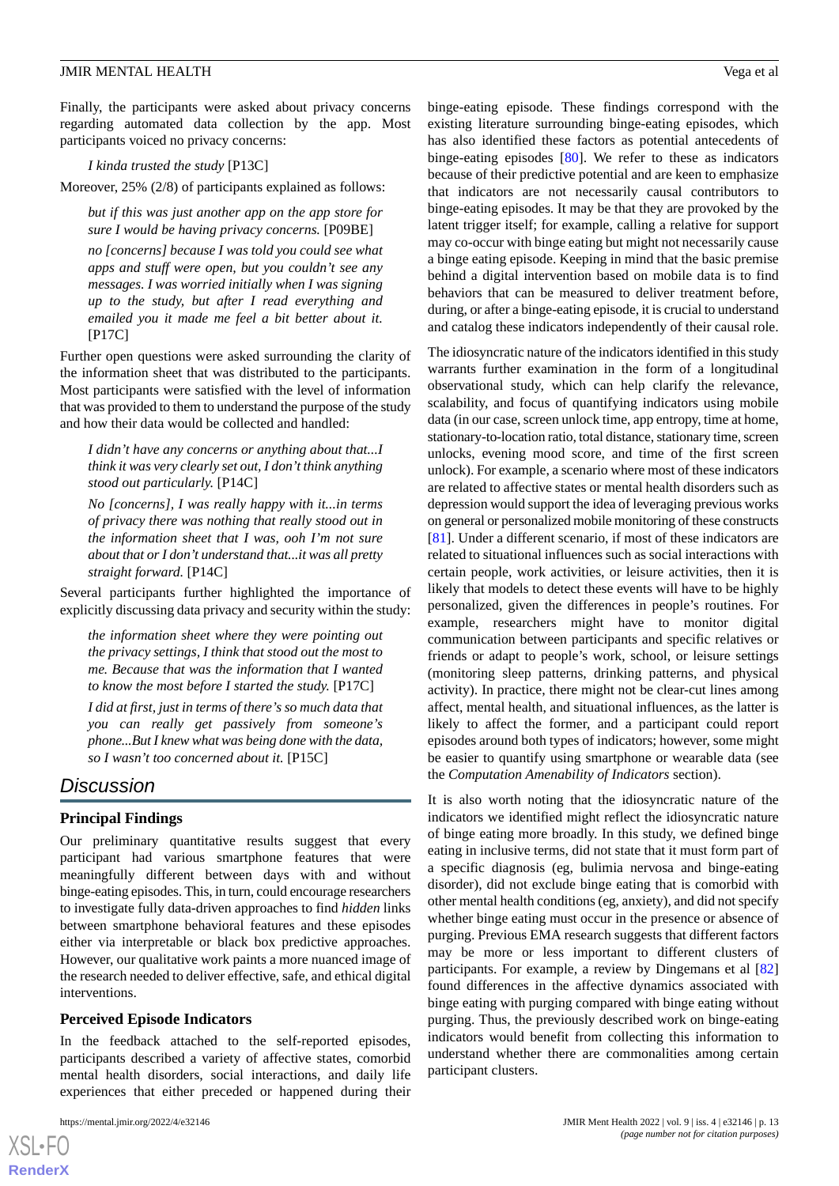Finally, the participants were asked about privacy concerns regarding automated data collection by the app. Most participants voiced no privacy concerns:

> *I kinda trusted the study* [P13C]

Moreover, 25% (2/8) of participants explained as follows:

> *but if this was just another app on the app store for sure I would be having privacy concerns.* [P09BE]

> *no [concerns] because I was told you could see what apps and stuff were open, but you couldn't see any messages. I was worried initially when I was signing up to the study, but after I read everything and emailed you it made me feel a bit better about it.* [P17C]

Further open questions were asked surrounding the clarity of the information sheet that was distributed to the participants. Most participants were satisfied with the level of information that was provided to them to understand the purpose of the study and how their data would be collected and handled:

> *I didn't have any concerns or anything about that...I think it was very clearly set out, I don't think anything stood out particularly.* [P14C]

> *No [concerns], I was really happy with it...in terms of privacy there was nothing that really stood out in the information sheet that I was, ooh I'm not sure about that or I don't understand that...it was all pretty straight forward.* [P14C]

Several participants further highlighted the importance of explicitly discussing data privacy and security within the study:

> *the information sheet where they were pointing out the privacy settings, I think that stood out the most to me. Because that was the information that I wanted to know the most before I started the study.* [P17C]

> *I did at first, just in terms of there's so much data that you can really get passively from someone's phone...But I knew what was being done with the data, so I wasn't too concerned about it.* [P15C]

# Discussion

## Principal Findings

Our preliminary quantitative results suggest that every participant had various smartphone features that were meaningfully different between days with and without binge-eating episodes. This, in turn, could encourage researchers to investigate fully data-driven approaches to find *hidden* links between smartphone behavioral features and these episodes either via interpretable or black box predictive approaches. However, our qualitative work paints a more nuanced image of the research needed to deliver effective, safe, and ethical digital interventions.

## Perceived Episode Indicators

In the feedback attached to the self-reported episodes, participants described a variety of affective states, comorbid mental health disorders, social interactions, and daily life experiences that either preceded or happened during their binge-eating episode. These findings correspond with the existing literature surrounding binge-eating episodes, which has also identified these factors as potential antecedents of binge-eating episodes [80]. We refer to these as indicators because of their predictive potential and are keen to emphasize that indicators are not necessarily causal contributors to binge-eating episodes. It may be that they are provoked by the latent trigger itself; for example, calling a relative for support may co-occur with binge eating but might not necessarily cause a binge eating episode. Keeping in mind that the basic premise behind a digital intervention based on mobile data is to find behaviors that can be measured to deliver treatment before, during, or after a binge-eating episode, it is crucial to understand and catalog these indicators independently of their causal role.

The idiosyncratic nature of the indicators identified in this study warrants further examination in the form of a longitudinal observational study, which can help clarify the relevance, scalability, and focus of quantifying indicators using mobile data (in our case, screen unlock time, app entropy, time at home, stationary-to-location ratio, total distance, stationary time, screen unlocks, evening mood score, and time of the first screen unlock). For example, a scenario where most of these indicators are related to affective states or mental health disorders such as depression would support the idea of leveraging previous works on general or personalized mobile monitoring of these constructs [81]. Under a different scenario, if most of these indicators are related to situational influences such as social interactions with certain people, work activities, or leisure activities, then it is likely that models to detect these events will have to be highly personalized, given the differences in people's routines. For example, researchers might have to monitor digital communication between participants and specific relatives or friends or adapt to people's work, school, or leisure settings (monitoring sleep patterns, drinking patterns, and physical activity). In practice, there might not be clear-cut lines among affect, mental health, and situational influences, as the latter is likely to affect the former, and a participant could report episodes around both types of indicators; however, some might be easier to quantify using smartphone or wearable data (see the *Computation Amenability of Indicators* section).

It is also worth noting that the idiosyncratic nature of the indicators we identified might reflect the idiosyncratic nature of binge eating more broadly. In this study, we defined binge eating in inclusive terms, did not state that it must form part of a specific diagnosis (eg, bulimia nervosa and binge-eating disorder), did not exclude binge eating that is comorbid with other mental health conditions (eg, anxiety), and did not specify whether binge eating must occur in the presence or absence of purging. Previous EMA research suggests that different factors may be more or less important to different clusters of participants. For example, a review by Dingemans et al [82] found differences in the affective dynamics associated with binge eating with purging compared with binge eating without purging. Thus, the previously described work on binge-eating indicators would benefit from collecting this information to understand whether there are commonalities among certain participant clusters.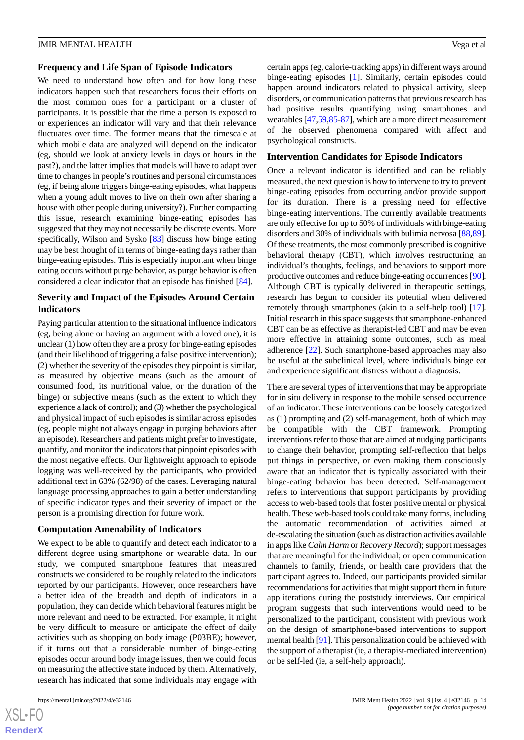### Frequency and Life Span of Episode Indicators

We need to understand how often and for how long these indicators happen such that researchers focus their efforts on the most common ones for a participant or a cluster of participants. It is possible that the time a person is exposed to or experiences an indicator will vary and that their relevance fluctuates over time. The former means that the timescale at which mobile data are analyzed will depend on the indicator (eg, should we look at anxiety levels in days or hours in the past?), and the latter implies that models will have to adapt over time to changes in people's routines and personal circumstances (eg, if being alone triggers binge-eating episodes, what happens when a young adult moves to live on their own after sharing a house with other people during university?). Further compacting this issue, research examining binge-eating episodes has suggested that they may not necessarily be discrete events. More specifically, Wilson and Sysko [83] discuss how binge eating may be best thought of in terms of binge-eating days rather than binge-eating episodes. This is especially important when binge eating occurs without purge behavior, as purge behavior is often considered a clear indicator that an episode has finished [84].

### Severity and Impact of the Episodes Around Certain Indicators

Paying particular attention to the situational influence indicators (eg, being alone or having an argument with a loved one), it is unclear (1) how often they are a proxy for binge-eating episodes (and their likelihood of triggering a false positive intervention); (2) whether the severity of the episodes they pinpoint is similar, as measured by objective means (such as the amount of consumed food, its nutritional value, or the duration of the binge) or subjective means (such as the extent to which they experience a lack of control); and (3) whether the psychological and physical impact of such episodes is similar across episodes (eg, people might not always engage in purging behaviors after an episode). Researchers and patients might prefer to investigate, quantify, and monitor the indicators that pinpoint episodes with the most negative effects. Our lightweight approach to episode logging was well-received by the participants, who provided additional text in 63% (62/98) of the cases. Leveraging natural language processing approaches to gain a better understanding of specific indicator types and their severity of impact on the person is a promising direction for future work.

### Computation Amenability of Indicators

We expect to be able to quantify and detect each indicator to a different degree using smartphone or wearable data. In our study, we computed smartphone features that measured constructs we considered to be roughly related to the indicators reported by our participants. However, once researchers have a better idea of the breadth and depth of indicators in a population, they can decide which behavioral features might be more relevant and need to be extracted. For example, it might be very difficult to measure or anticipate the effect of daily activities such as shopping on body image (P03BE); however, if it turns out that a considerable number of binge-eating episodes occur around body image issues, then we could focus on measuring the affective state induced by them. Alternatively, research has indicated that some individuals may engage with certain apps (eg, calorie-tracking apps) in different ways around binge-eating episodes [1]. Similarly, certain episodes could happen around indicators related to physical activity, sleep disorders, or communication patterns that previous research has had positive results quantifying using smartphones and wearables [47,59,85-87], which are a more direct measurement of the observed phenomena compared with affect and psychological constructs.

### Intervention Candidates for Episode Indicators

Once a relevant indicator is identified and can be reliably measured, the next question is how to intervene to try to prevent binge-eating episodes from occurring and/or provide support for its duration. There is a pressing need for effective binge-eating interventions. The currently available treatments are only effective for up to 50% of individuals with binge-eating disorders and 30% of individuals with bulimia nervosa [88,89]. Of these treatments, the most commonly prescribed is cognitive behavioral therapy (CBT), which involves restructuring an individual's thoughts, feelings, and behaviors to support more productive outcomes and reduce binge-eating occurrences [90]. Although CBT is typically delivered in therapeutic settings, research has begun to consider its potential when delivered remotely through smartphones (akin to a self-help tool) [17]. Initial research in this space suggests that smartphone-enhanced CBT can be as effective as therapist-led CBT and may be even more effective in attaining some outcomes, such as meal adherence [22]. Such smartphone-based approaches may also be useful at the subclinical level, where individuals binge eat and experience significant distress without a diagnosis.

There are several types of interventions that may be appropriate for in situ delivery in response to the mobile sensed occurrence of an indicator. These interventions can be loosely categorized as (1) prompting and (2) self-management, both of which may be compatible with the CBT framework. Prompting interventions refer to those that are aimed at nudging participants to change their behavior, prompting self-reflection that helps put things in perspective, or even making them consciously aware that an indicator that is typically associated with their binge-eating behavior has been detected. Self-management refers to interventions that support participants by providing access to web-based tools that foster positive mental or physical health. These web-based tools could take many forms, including the automatic recommendation of activities aimed at de-escalating the situation (such as distraction activities available in apps like *Calm Harm* or *Recovery Record*); support messages that are meaningful for the individual; or open communication channels to family, friends, or health care providers that the participant agrees to. Indeed, our participants provided similar recommendations for activities that might support them in future app iterations during the poststudy interviews. Our empirical program suggests that such interventions would need to be personalized to the participant, consistent with previous work on the design of smartphone-based interventions to support mental health [91]. This personalization could be achieved with the support of a therapist (ie, a therapist-mediated intervention) or be self-led (ie, a self-help approach).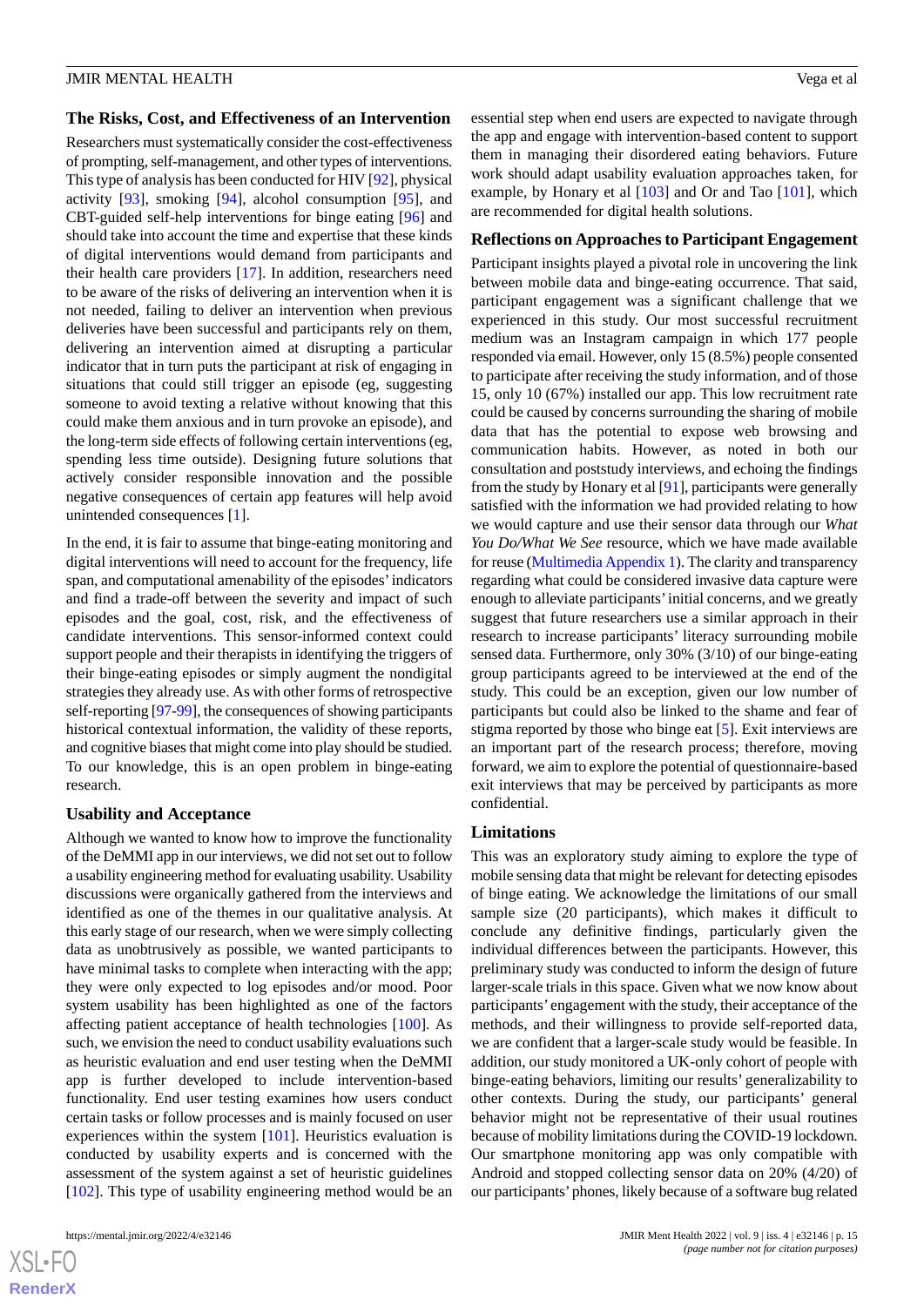### The Risks, Cost, and Effectiveness of an Intervention

Researchers must systematically consider the cost-effectiveness of prompting, self-management, and other types of interventions. This type of analysis has been conducted for HIV [92], physical activity [93], smoking [94], alcohol consumption [95], and CBT-guided self-help interventions for binge eating [96] and should take into account the time and expertise that these kinds of digital interventions would demand from participants and their health care providers [17]. In addition, researchers need to be aware of the risks of delivering an intervention when it is not needed, failing to deliver an intervention when previous deliveries have been successful and participants rely on them, delivering an intervention aimed at disrupting a particular indicator that in turn puts the participant at risk of engaging in situations that could still trigger an episode (eg, suggesting someone to avoid texting a relative without knowing that this could make them anxious and in turn provoke an episode), and the long-term side effects of following certain interventions (eg, spending less time outside). Designing future solutions that actively consider responsible innovation and the possible negative consequences of certain app features will help avoid unintended consequences [1].

In the end, it is fair to assume that binge-eating monitoring and digital interventions will need to account for the frequency, life span, and computational amenability of the episodes' indicators and find a trade-off between the severity and impact of such episodes and the goal, cost, risk, and the effectiveness of candidate interventions. This sensor-informed context could support people and their therapists in identifying the triggers of their binge-eating episodes or simply augment the nondigital strategies they already use. As with other forms of retrospective self-reporting [97-99], the consequences of showing participants historical contextual information, the validity of these reports, and cognitive biases that might come into play should be studied. To our knowledge, this is an open problem in binge-eating research.

### Usability and Acceptance

Although we wanted to know how to improve the functionality of the DeMMI app in our interviews, we did not set out to follow a usability engineering method for evaluating usability. Usability discussions were organically gathered from the interviews and identified as one of the themes in our qualitative analysis. At this early stage of our research, when we were simply collecting data as unobtrusively as possible, we wanted participants to have minimal tasks to complete when interacting with the app; they were only expected to log episodes and/or mood. Poor system usability has been highlighted as one of the factors affecting patient acceptance of health technologies [100]. As such, we envision the need to conduct usability evaluations such as heuristic evaluation and end user testing when the DeMMI app is further developed to include intervention-based functionality. End user testing examines how users conduct certain tasks or follow processes and is mainly focused on user experiences within the system [101]. Heuristics evaluation is conducted by usability experts and is concerned with the assessment of the system against a set of heuristic guidelines [102]. This type of usability engineering method would be an essential step when end users are expected to navigate through the app and engage with intervention-based content to support them in managing their disordered eating behaviors. Future work should adapt usability evaluation approaches taken, for example, by Honary et al [103] and Or and Tao [101], which are recommended for digital health solutions.

### Reflections on Approaches to Participant Engagement

Participant insights played a pivotal role in uncovering the link between mobile data and binge-eating occurrence. That said, participant engagement was a significant challenge that we experienced in this study. Our most successful recruitment medium was an Instagram campaign in which 177 people responded via email. However, only 15 (8.5%) people consented to participate after receiving the study information, and of those 15, only 10 (67%) installed our app. This low recruitment rate could be caused by concerns surrounding the sharing of mobile data that has the potential to expose web browsing and communication habits. However, as noted in both our consultation and poststudy interviews, and echoing the findings from the study by Honary et al [91], participants were generally satisfied with the information we had provided relating to how we would capture and use their sensor data through our *What You Do/What We See* resource, which we have made available for reuse (Multimedia Appendix 1). The clarity and transparency regarding what could be considered invasive data capture were enough to alleviate participants' initial concerns, and we greatly suggest that future researchers use a similar approach in their research to increase participants' literacy surrounding mobile sensed data. Furthermore, only 30% (3/10) of our binge-eating group participants agreed to be interviewed at the end of the study. This could be an exception, given our low number of participants but could also be linked to the shame and fear of stigma reported by those who binge eat [5]. Exit interviews are an important part of the research process; therefore, moving forward, we aim to explore the potential of questionnaire-based exit interviews that may be perceived by participants as more confidential.

### Limitations

This was an exploratory study aiming to explore the type of mobile sensing data that might be relevant for detecting episodes of binge eating. We acknowledge the limitations of our small sample size (20 participants), which makes it difficult to conclude any definitive findings, particularly given the individual differences between the participants. However, this preliminary study was conducted to inform the design of future larger-scale trials in this space. Given what we now know about participants' engagement with the study, their acceptance of the methods, and their willingness to provide self-reported data, we are confident that a larger-scale study would be feasible. In addition, our study monitored a UK-only cohort of people with binge-eating behaviors, limiting our results' generalizability to other contexts. During the study, our participants' general behavior might not be representative of their usual routines because of mobility limitations during the COVID-19 lockdown. Our smartphone monitoring app was only compatible with Android and stopped collecting sensor data on 20% (4/20) of our participants' phones, likely because of a software bug related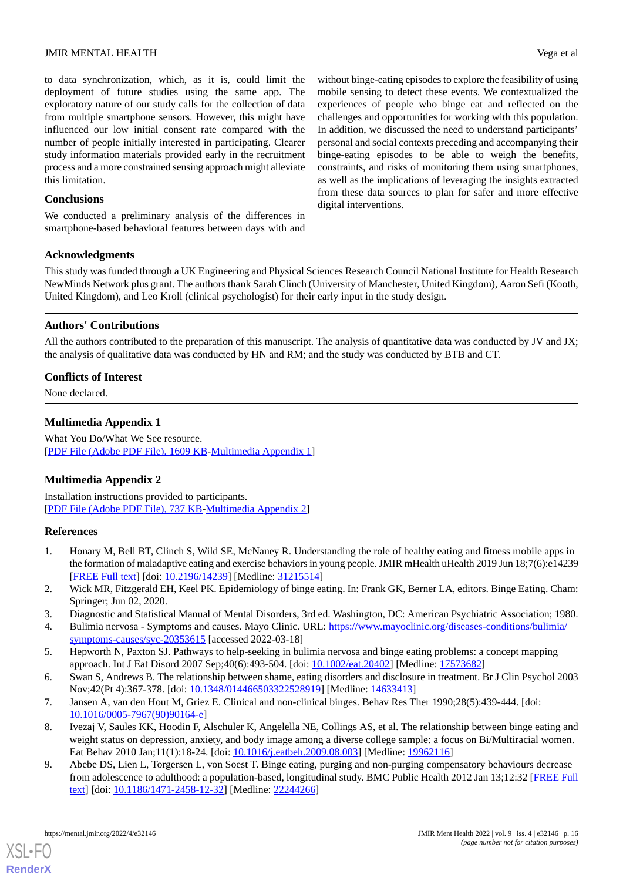to data synchronization, which, as it is, could limit the deployment of future studies using the same app. The exploratory nature of our study calls for the collection of data from multiple smartphone sensors. However, this might have influenced our low initial consent rate compared with the number of people initially interested in participating. Clearer study information materials provided early in the recruitment process and a more constrained sensing approach might alleviate this limitation.

### Conclusions

We conducted a preliminary analysis of the differences in smartphone-based behavioral features between days with and without binge-eating episodes to explore the feasibility of using mobile sensing to detect these events. We contextualized the experiences of people who binge eat and reflected on the challenges and opportunities for working with this population. In addition, we discussed the need to understand participants' personal and social contexts preceding and accompanying their binge-eating episodes to be able to weigh the benefits, constraints, and risks of monitoring them using smartphones, as well as the implications of leveraging the insights extracted from these data sources to plan for safer and more effective digital interventions.

## Acknowledgments

This study was funded through a UK Engineering and Physical Sciences Research Council National Institute for Health Research NewMinds Network plus grant. The authors thank Sarah Clinch (University of Manchester, United Kingdom), Aaron Sefi (Kooth, United Kingdom), and Leo Kroll (clinical psychologist) for their early input in the study design.

## Authors' Contributions

All the authors contributed to the preparation of this manuscript. The analysis of quantitative data was conducted by JV and JX; the analysis of qualitative data was conducted by HN and RM; and the study was conducted by BTB and CT.

## Conflicts of Interest

None declared.

## Multimedia Appendix 1

What You Do/What We See resource.
[PDF File (Adobe PDF File), 1609 KB-Multimedia Appendix 1]

## Multimedia Appendix 2

Installation instructions provided to participants.
[PDF File (Adobe PDF File), 737 KB-Multimedia Appendix 2]

## References

1. Honary M, Bell BT, Clinch S, Wild SE, McNaney R. Understanding the role of healthy eating and fitness mobile apps in the formation of maladaptive eating and exercise behaviors in young people. JMIR mHealth uHealth 2019 Jun 18;7(6):e14239 [FREE Full text] [doi: 10.2196/14239] [Medline: 31215514]
2. Wick MR, Fitzgerald EH, Keel PK. Epidemiology of binge eating. In: Frank GK, Berner LA, editors. Binge Eating. Cham: Springer; Jun 02, 2020.
3. Diagnostic and Statistical Manual of Mental Disorders, 3rd ed. Washington, DC: American Psychiatric Association; 1980.
4. Bulimia nervosa - Symptoms and causes. Mayo Clinic. URL: https://www.mayoclinic.org/diseases-conditions/bulimia/symptoms-causes/syc-20353615 [accessed 2022-03-18]
5. Hepworth N, Paxton SJ. Pathways to help-seeking in bulimia nervosa and binge eating problems: a concept mapping approach. Int J Eat Disord 2007 Sep;40(6):493-504. [doi: 10.1002/eat.20402] [Medline: 17573682]
6. Swan S, Andrews B. The relationship between shame, eating disorders and disclosure in treatment. Br J Clin Psychol 2003 Nov;42(Pt 4):367-378. [doi: 10.1348/014466503322528919] [Medline: 14633413]
7. Jansen A, van den Hout M, Griez E. Clinical and non-clinical binges. Behav Res Ther 1990;28(5):439-444. [doi: 10.1016/0005-7967(90)90164-e]
8. Ivezaj V, Saules KK, Hoodin F, Alschuler K, Angelella NE, Collings AS, et al. The relationship between binge eating and weight status on depression, anxiety, and body image among a diverse college sample: a focus on Bi/Multiracial women. Eat Behav 2010 Jan;11(1):18-24. [doi: 10.1016/j.eatbeh.2009.08.003] [Medline: 19962116]
9. Abebe DS, Lien L, Torgersen L, von Soest T. Binge eating, purging and non-purging compensatory behaviours decrease from adolescence to adulthood: a population-based, longitudinal study. BMC Public Health 2012 Jan 13;12:32 [FREE Full text] [doi: 10.1186/1471-2458-12-32] [Medline: 22244266]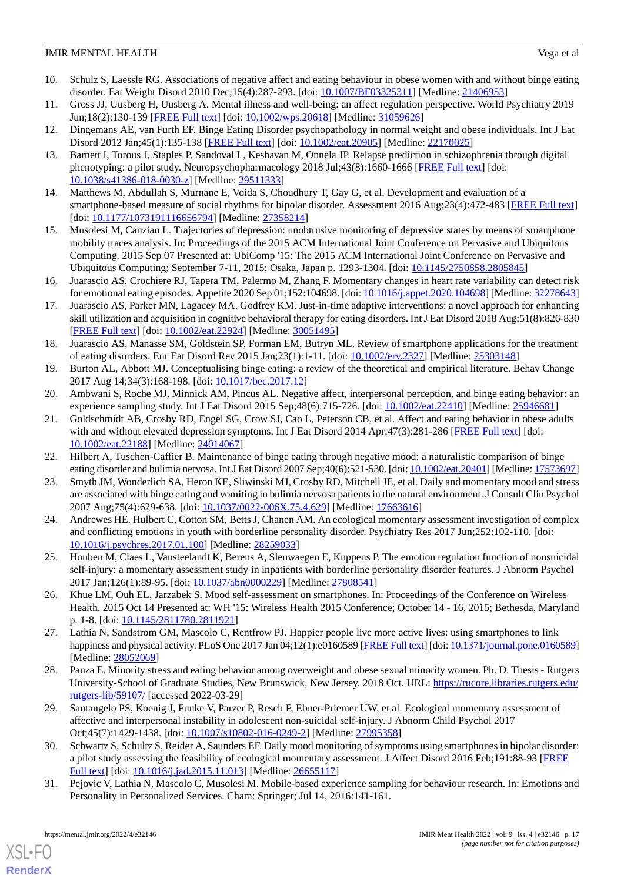10. Schulz S, Laessle RG. Associations of negative affect and eating behaviour in obese women with and without binge eating disorder. Eat Weight Disord 2010 Dec;15(4):287-293. [doi: 10.1007/BF03325311] [Medline: 21406953]
11. Gross JJ, Uusberg H, Uusberg A. Mental illness and well-being: an affect regulation perspective. World Psychiatry 2019 Jun;18(2):130-139 [FREE Full text] [doi: 10.1002/wps.20618] [Medline: 31059626]
12. Dingemans AE, van Furth EF. Binge Eating Disorder psychopathology in normal weight and obese individuals. Int J Eat Disord 2012 Jan;45(1):135-138 [FREE Full text] [doi: 10.1002/eat.20905] [Medline: 22170025]
13. Barnett I, Torous J, Staples P, Sandoval L, Keshavan M, Onnela JP. Relapse prediction in schizophrenia through digital phenotyping: a pilot study. Neuropsychopharmacology 2018 Jul;43(8):1660-1666 [FREE Full text] [doi: 10.1038/s41386-018-0030-z] [Medline: 29511333]
14. Matthews M, Abdullah S, Murnane E, Voida S, Choudhury T, Gay G, et al. Development and evaluation of a smartphone-based measure of social rhythms for bipolar disorder. Assessment 2016 Aug;23(4):472-483 [FREE Full text] [doi: 10.1177/1073191116656794] [Medline: 27358214]
15. Musolesi M, Canzian L. Trajectories of depression: unobtrusive monitoring of depressive states by means of smartphone mobility traces analysis. In: Proceedings of the 2015 ACM International Joint Conference on Pervasive and Ubiquitous Computing. 2015 Sep 07 Presented at: UbiComp '15: The 2015 ACM International Joint Conference on Pervasive and Ubiquitous Computing; September 7-11, 2015; Osaka, Japan p. 1293-1304. [doi: 10.1145/2750858.2805845]
16. Juarascio AS, Crochiere RJ, Tapera TM, Palermo M, Zhang F. Momentary changes in heart rate variability can detect risk for emotional eating episodes. Appetite 2020 Sep 01;152:104698. [doi: 10.1016/j.appet.2020.104698] [Medline: 32278643]
17. Juarascio AS, Parker MN, Lagacey MA, Godfrey KM. Just-in-time adaptive interventions: a novel approach for enhancing skill utilization and acquisition in cognitive behavioral therapy for eating disorders. Int J Eat Disord 2018 Aug;51(8):826-830 [FREE Full text] [doi: 10.1002/eat.22924] [Medline: 30051495]
18. Juarascio AS, Manasse SM, Goldstein SP, Forman EM, Butryn ML. Review of smartphone applications for the treatment of eating disorders. Eur Eat Disord Rev 2015 Jan;23(1):1-11. [doi: 10.1002/erv.2327] [Medline: 25303148]
19. Burton AL, Abbott MJ. Conceptualising binge eating: a review of the theoretical and empirical literature. Behav Change 2017 Aug 14;34(3):168-198. [doi: 10.1017/bec.2017.12]
20. Ambwani S, Roche MJ, Minnick AM, Pincus AL. Negative affect, interpersonal perception, and binge eating behavior: an experience sampling study. Int J Eat Disord 2015 Sep;48(6):715-726. [doi: 10.1002/eat.22410] [Medline: 25946681]
21. Goldschmidt AB, Crosby RD, Engel SG, Crow SJ, Cao L, Peterson CB, et al. Affect and eating behavior in obese adults with and without elevated depression symptoms. Int J Eat Disord 2014 Apr;47(3):281-286 [FREE Full text] [doi: 10.1002/eat.22188] [Medline: 24014067]
22. Hilbert A, Tuschen-Caffier B. Maintenance of binge eating through negative mood: a naturalistic comparison of binge eating disorder and bulimia nervosa. Int J Eat Disord 2007 Sep;40(6):521-530. [doi: 10.1002/eat.20401] [Medline: 17573697]
23. Smyth JM, Wonderlich SA, Heron KE, Sliwinski MJ, Crosby RD, Mitchell JE, et al. Daily and momentary mood and stress are associated with binge eating and vomiting in bulimia nervosa patients in the natural environment. J Consult Clin Psychol 2007 Aug;75(4):629-638. [doi: 10.1037/0022-006X.75.4.629] [Medline: 17663616]
24. Andrewes HE, Hulbert C, Cotton SM, Betts J, Chanen AM. An ecological momentary assessment investigation of complex and conflicting emotions in youth with borderline personality disorder. Psychiatry Res 2017 Jun;252:102-110. [doi: 10.1016/j.psychres.2017.01.100] [Medline: 28259033]
25. Houben M, Claes L, Vansteelandt K, Berens A, Sleuwaegen E, Kuppens P. The emotion regulation function of nonsuicidal self-injury: a momentary assessment study in inpatients with borderline personality disorder features. J Abnorm Psychol 2017 Jan;126(1):89-95. [doi: 10.1037/abn0000229] [Medline: 27808541]
26. Khue LM, Ouh EL, Jarzabek S. Mood self-assessment on smartphones. In: Proceedings of the Conference on Wireless Health. 2015 Oct 14 Presented at: WH '15: Wireless Health 2015 Conference; October 14 - 16, 2015; Bethesda, Maryland p. 1-8. [doi: 10.1145/2811780.2811921]
27. Lathia N, Sandstrom GM, Mascolo C, Rentfrow PJ. Happier people live more active lives: using smartphones to link happiness and physical activity. PLoS One 2017 Jan 04;12(1):e0160589 [FREE Full text] [doi: 10.1371/journal.pone.0160589] [Medline: 28052069]
28. Panza E. Minority stress and eating behavior among overweight and obese sexual minority women. Ph. D. Thesis - Rutgers University-School of Graduate Studies, New Brunswick, New Jersey. 2018 Oct. URL: https://rucore.libraries.rutgers.edu/rutgers-lib/59107/ [accessed 2022-03-29]
29. Santangelo PS, Koenig J, Funke V, Parzer P, Resch F, Ebner-Priemer UW, et al. Ecological momentary assessment of affective and interpersonal instability in adolescent non-suicidal self-injury. J Abnorm Child Psychol 2017 Oct;45(7):1429-1438. [doi: 10.1007/s10802-016-0249-2] [Medline: 27995358]
30. Schwartz S, Schultz S, Reider A, Saunders EF. Daily mood monitoring of symptoms using smartphones in bipolar disorder: a pilot study assessing the feasibility of ecological momentary assessment. J Affect Disord 2016 Feb;191:88-93 [FREE Full text] [doi: 10.1016/j.jad.2015.11.013] [Medline: 26655117]
31. Pejovic V, Lathia N, Mascolo C, Musolesi M. Mobile-based experience sampling for behaviour research. In: Emotions and Personality in Personalized Services. Cham: Springer; Jul 14, 2016:141-161.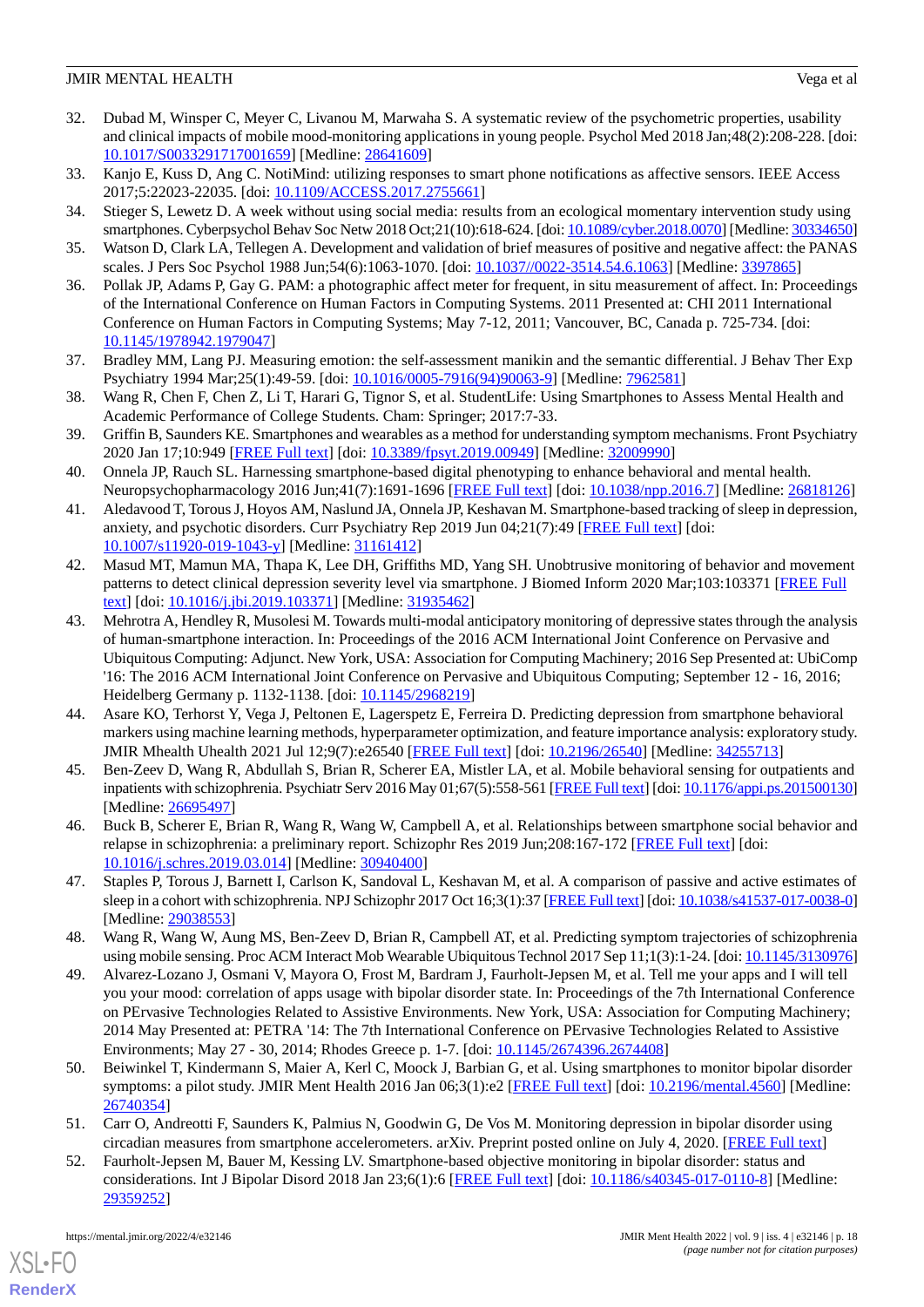32. Dubad M, Winsper C, Meyer C, Livanou M, Marwaha S. A systematic review of the psychometric properties, usability and clinical impacts of mobile mood-monitoring applications in young people. Psychol Med 2018 Jan;48(2):208-228. [doi: 10.1017/S0033291717001659] [Medline: 28641609]
33. Kanjo E, Kuss D, Ang C. NotiMind: utilizing responses to smart phone notifications as affective sensors. IEEE Access 2017;5:22023-22035. [doi: 10.1109/ACCESS.2017.2755661]
34. Stieger S, Lewetz D. A week without using social media: results from an ecological momentary intervention study using smartphones. Cyberpsychol Behav Soc Netw 2018 Oct;21(10):618-624. [doi: 10.1089/cyber.2018.0070] [Medline: 30334650]
35. Watson D, Clark LA, Tellegen A. Development and validation of brief measures of positive and negative affect: the PANAS scales. J Pers Soc Psychol 1988 Jun;54(6):1063-1070. [doi: 10.1037//0022-3514.54.6.1063] [Medline: 3397865]
36. Pollak JP, Adams P, Gay G. PAM: a photographic affect meter for frequent, in situ measurement of affect. In: Proceedings of the International Conference on Human Factors in Computing Systems. 2011 Presented at: CHI 2011 International Conference on Human Factors in Computing Systems; May 7-12, 2011; Vancouver, BC, Canada p. 725-734. [doi: 10.1145/1978942.1979047]
37. Bradley MM, Lang PJ. Measuring emotion: the self-assessment manikin and the semantic differential. J Behav Ther Exp Psychiatry 1994 Mar;25(1):49-59. [doi: 10.1016/0005-7916(94)90063-9] [Medline: 7962581]
38. Wang R, Chen F, Chen Z, Li T, Harari G, Tignor S, et al. StudentLife: Using Smartphones to Assess Mental Health and Academic Performance of College Students. Cham: Springer; 2017:7-33.
39. Griffin B, Saunders KE. Smartphones and wearables as a method for understanding symptom mechanisms. Front Psychiatry 2020 Jan 17;10:949 [FREE Full text] [doi: 10.3389/fpsyt.2019.00949] [Medline: 32009990]
40. Onnela JP, Rauch SL. Harnessing smartphone-based digital phenotyping to enhance behavioral and mental health. Neuropsychopharmacology 2016 Jun;41(7):1691-1696 [FREE Full text] [doi: 10.1038/npp.2016.7] [Medline: 26818126]
41. Aledavood T, Torous J, Hoyos AM, Naslund JA, Onnela JP, Keshavan M. Smartphone-based tracking of sleep in depression, anxiety, and psychotic disorders. Curr Psychiatry Rep 2019 Jun 04;21(7):49 [FREE Full text] [doi: 10.1007/s11920-019-1043-y] [Medline: 31161412]
42. Masud MT, Mamun MA, Thapa K, Lee DH, Griffiths MD, Yang SH. Unobtrusive monitoring of behavior and movement patterns to detect clinical depression severity level via smartphone. J Biomed Inform 2020 Mar;103:103371 [FREE Full text] [doi: 10.1016/j.jbi.2019.103371] [Medline: 31935462]
43. Mehrotra A, Hendley R, Musolesi M. Towards multi-modal anticipatory monitoring of depressive states through the analysis of human-smartphone interaction. In: Proceedings of the 2016 ACM International Joint Conference on Pervasive and Ubiquitous Computing: Adjunct. New York, USA: Association for Computing Machinery; 2016 Sep Presented at: UbiComp '16: The 2016 ACM International Joint Conference on Pervasive and Ubiquitous Computing; September 12 - 16, 2016; Heidelberg Germany p. 1132-1138. [doi: 10.1145/2968219]
44. Asare KO, Terhorst Y, Vega J, Peltonen E, Lagerspetz E, Ferreira D. Predicting depression from smartphone behavioral markers using machine learning methods, hyperparameter optimization, and feature importance analysis: exploratory study. JMIR Mhealth Uhealth 2021 Jul 12;9(7):e26540 [FREE Full text] [doi: 10.2196/26540] [Medline: 34255713]
45. Ben-Zeev D, Wang R, Abdullah S, Brian R, Scherer EA, Mistler LA, et al. Mobile behavioral sensing for outpatients and inpatients with schizophrenia. Psychiatr Serv 2016 May 01;67(5):558-561 [FREE Full text] [doi: 10.1176/appi.ps.201500130] [Medline: 26695497]
46. Buck B, Scherer E, Brian R, Wang R, Wang W, Campbell A, et al. Relationships between smartphone social behavior and relapse in schizophrenia: a preliminary report. Schizophr Res 2019 Jun;208:167-172 [FREE Full text] [doi: 10.1016/j.schres.2019.03.014] [Medline: 30940400]
47. Staples P, Torous J, Barnett I, Carlson K, Sandoval L, Keshavan M, et al. A comparison of passive and active estimates of sleep in a cohort with schizophrenia. NPJ Schizophr 2017 Oct 16;3(1):37 [FREE Full text] [doi: 10.1038/s41537-017-0038-0] [Medline: 29038553]
48. Wang R, Wang W, Aung MS, Ben-Zeev D, Brian R, Campbell AT, et al. Predicting symptom trajectories of schizophrenia using mobile sensing. Proc ACM Interact Mob Wearable Ubiquitous Technol 2017 Sep 11;1(3):1-24. [doi: 10.1145/3130976]
49. Alvarez-Lozano J, Osmani V, Mayora O, Frost M, Bardram J, Faurholt-Jepsen M, et al. Tell me your apps and I will tell you your mood: correlation of apps usage with bipolar disorder state. In: Proceedings of the 7th International Conference on PErvasive Technologies Related to Assistive Environments. New York, USA: Association for Computing Machinery; 2014 May Presented at: PETRA '14: The 7th International Conference on PErvasive Technologies Related to Assistive Environments; May 27 - 30, 2014; Rhodes Greece p. 1-7. [doi: 10.1145/2674396.2674408]
50. Beiwinkel T, Kindermann S, Maier A, Kerl C, Moock J, Barbian G, et al. Using smartphones to monitor bipolar disorder symptoms: a pilot study. JMIR Ment Health 2016 Jan 06;3(1):e2 [FREE Full text] [doi: 10.2196/mental.4560] [Medline: 26740354]
51. Carr O, Andreotti F, Saunders K, Palmius N, Goodwin G, De Vos M. Monitoring depression in bipolar disorder using circadian measures from smartphone accelerometers. arXiv. Preprint posted online on July 4, 2020. [FREE Full text]
52. Faurholt-Jepsen M, Bauer M, Kessing LV. Smartphone-based objective monitoring in bipolar disorder: status and considerations. Int J Bipolar Disord 2018 Jan 23;6(1):6 [FREE Full text] [doi: 10.1186/s40345-017-0110-8] [Medline: 29359252]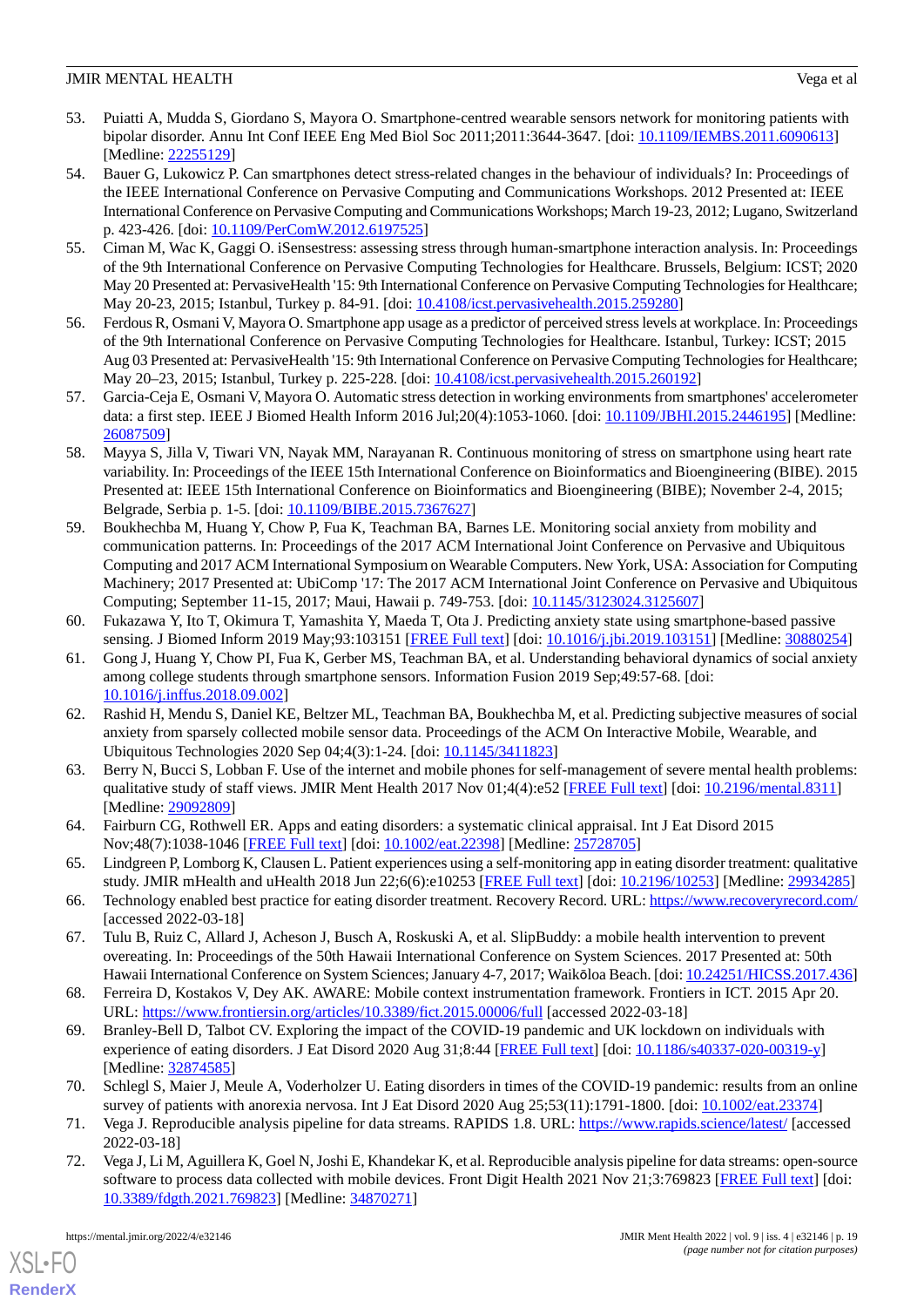53. Puiatti A, Mudda S, Giordano S, Mayora O. Smartphone-centred wearable sensors network for monitoring patients with bipolar disorder. Annu Int Conf IEEE Eng Med Biol Soc 2011;2011:3644-3647. [doi: 10.1109/IEMBS.2011.6090613] [Medline: 22255129]
54. Bauer G, Lukowicz P. Can smartphones detect stress-related changes in the behaviour of individuals? In: Proceedings of the IEEE International Conference on Pervasive Computing and Communications Workshops. 2012 Presented at: IEEE International Conference on Pervasive Computing and Communications Workshops; March 19-23, 2012; Lugano, Switzerland p. 423-426. [doi: 10.1109/PerComW.2012.6197525]
55. Ciman M, Wac K, Gaggi O. iSensestress: assessing stress through human-smartphone interaction analysis. In: Proceedings of the 9th International Conference on Pervasive Computing Technologies for Healthcare. Brussels, Belgium: ICST; 2020 May 20 Presented at: PervasiveHealth '15: 9th International Conference on Pervasive Computing Technologies for Healthcare; May 20-23, 2015; Istanbul, Turkey p. 84-91. [doi: 10.4108/icst.pervasivehealth.2015.259280]
56. Ferdous R, Osmani V, Mayora O. Smartphone app usage as a predictor of perceived stress levels at workplace. In: Proceedings of the 9th International Conference on Pervasive Computing Technologies for Healthcare. Istanbul, Turkey: ICST; 2015 Aug 03 Presented at: PervasiveHealth '15: 9th International Conference on Pervasive Computing Technologies for Healthcare; May 20–23, 2015; Istanbul, Turkey p. 225-228. [doi: 10.4108/icst.pervasivehealth.2015.260192]
57. Garcia-Ceja E, Osmani V, Mayora O. Automatic stress detection in working environments from smartphones' accelerometer data: a first step. IEEE J Biomed Health Inform 2016 Jul;20(4):1053-1060. [doi: 10.1109/JBHI.2015.2446195] [Medline: 26087509]
58. Mayya S, Jilla V, Tiwari VN, Nayak MM, Narayanan R. Continuous monitoring of stress on smartphone using heart rate variability. In: Proceedings of the IEEE 15th International Conference on Bioinformatics and Bioengineering (BIBE). 2015 Presented at: IEEE 15th International Conference on Bioinformatics and Bioengineering (BIBE); November 2-4, 2015; Belgrade, Serbia p. 1-5. [doi: 10.1109/BIBE.2015.7367627]
59. Boukhechba M, Huang Y, Chow P, Fua K, Teachman BA, Barnes LE. Monitoring social anxiety from mobility and communication patterns. In: Proceedings of the 2017 ACM International Joint Conference on Pervasive and Ubiquitous Computing and 2017 ACM International Symposium on Wearable Computers. New York, USA: Association for Computing Machinery; 2017 Presented at: UbiComp '17: The 2017 ACM International Joint Conference on Pervasive and Ubiquitous Computing; September 11-15, 2017; Maui, Hawaii p. 749-753. [doi: 10.1145/3123024.3125607]
60. Fukazawa Y, Ito T, Okimura T, Yamashita Y, Maeda T, Ota J. Predicting anxiety state using smartphone-based passive sensing. J Biomed Inform 2019 May;93:103151 [FREE Full text] [doi: 10.1016/j.jbi.2019.103151] [Medline: 30880254]
61. Gong J, Huang Y, Chow PI, Fua K, Gerber MS, Teachman BA, et al. Understanding behavioral dynamics of social anxiety among college students through smartphone sensors. Information Fusion 2019 Sep;49:57-68. [doi: 10.1016/j.inffus.2018.09.002]
62. Rashid H, Mendu S, Daniel KE, Beltzer ML, Teachman BA, Boukhechba M, et al. Predicting subjective measures of social anxiety from sparsely collected mobile sensor data. Proceedings of the ACM On Interactive Mobile, Wearable, and Ubiquitous Technologies 2020 Sep 04;4(3):1-24. [doi: 10.1145/3411823]
63. Berry N, Bucci S, Lobban F. Use of the internet and mobile phones for self-management of severe mental health problems: qualitative study of staff views. JMIR Ment Health 2017 Nov 01;4(4):e52 [FREE Full text] [doi: 10.2196/mental.8311] [Medline: 29092809]
64. Fairburn CG, Rothwell ER. Apps and eating disorders: a systematic clinical appraisal. Int J Eat Disord 2015 Nov;48(7):1038-1046 [FREE Full text] [doi: 10.1002/eat.22398] [Medline: 25728705]
65. Lindgreen P, Lomborg K, Clausen L. Patient experiences using a self-monitoring app in eating disorder treatment: qualitative study. JMIR mHealth and uHealth 2018 Jun 22;6(6):e10253 [FREE Full text] [doi: 10.2196/10253] [Medline: 29934285]
66. Technology enabled best practice for eating disorder treatment. Recovery Record. URL: https://www.recoveryrecord.com/ [accessed 2022-03-18]
67. Tulu B, Ruiz C, Allard J, Acheson J, Busch A, Roskuski A, et al. SlipBuddy: a mobile health intervention to prevent overeating. In: Proceedings of the 50th Hawaii International Conference on System Sciences. 2017 Presented at: 50th Hawaii International Conference on System Sciences; January 4-7, 2017; Waikōloa Beach. [doi: 10.24251/HICSS.2017.436]
68. Ferreira D, Kostakos V, Dey AK. AWARE: Mobile context instrumentation framework. Frontiers in ICT. 2015 Apr 20. URL: https://www.frontiersin.org/articles/10.3389/fict.2015.00006/full [accessed 2022-03-18]
69. Branley-Bell D, Talbot CV. Exploring the impact of the COVID-19 pandemic and UK lockdown on individuals with experience of eating disorders. J Eat Disord 2020 Aug 31;8:44 [FREE Full text] [doi: 10.1186/s40337-020-00319-y] [Medline: 32874585]
70. Schlegl S, Maier J, Meule A, Voderholzer U. Eating disorders in times of the COVID-19 pandemic: results from an online survey of patients with anorexia nervosa. Int J Eat Disord 2020 Aug 25;53(11):1791-1800. [doi: 10.1002/eat.23374]
71. Vega J. Reproducible analysis pipeline for data streams. RAPIDS 1.8. URL: https://www.rapids.science/latest/ [accessed 2022-03-18]
72. Vega J, Li M, Aguillera K, Goel N, Joshi E, Khandekar K, et al. Reproducible analysis pipeline for data streams: open-source software to process data collected with mobile devices. Front Digit Health 2021 Nov 21;3:769823 [FREE Full text] [doi: 10.3389/fdgth.2021.769823] [Medline: 34870271]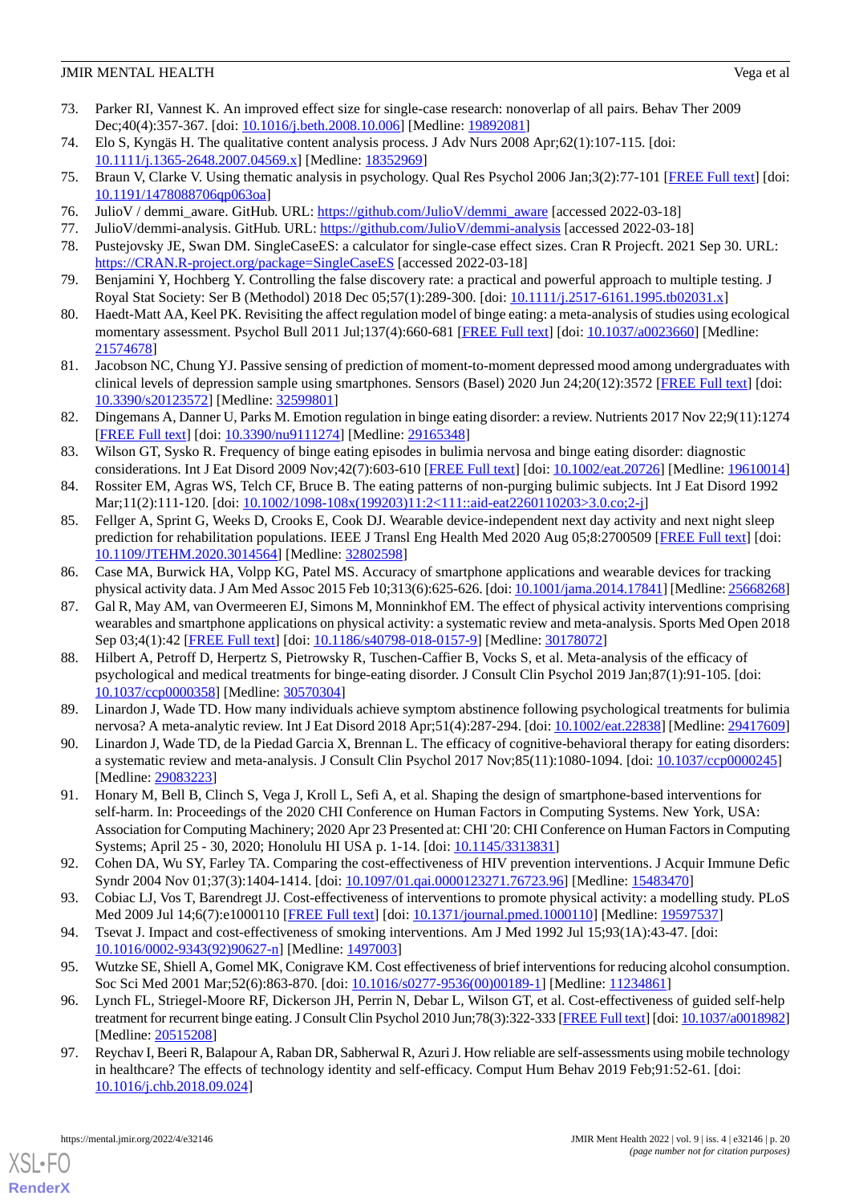73. Parker RI, Vannest K. An improved effect size for single-case research: nonoverlap of all pairs. Behav Ther 2009 Dec;40(4):357-367. [doi: 10.1016/j.beth.2008.10.006] [Medline: 19892081]
74. Elo S, Kyngäs H. The qualitative content analysis process. J Adv Nurs 2008 Apr;62(1):107-115. [doi: 10.1111/j.1365-2648.2007.04569.x] [Medline: 18352969]
75. Braun V, Clarke V. Using thematic analysis in psychology. Qual Res Psychol 2006 Jan;3(2):77-101 [FREE Full text] [doi: 10.1191/1478088706qp063oa]
76. JulioV / demmi_aware. GitHub. URL: https://github.com/JulioV/demmi_aware [accessed 2022-03-18]
77. JulioV/demmi-analysis. GitHub. URL: https://github.com/JulioV/demmi-analysis [accessed 2022-03-18]
78. Pustejovsky JE, Swan DM. SingleCaseES: a calculator for single-case effect sizes. Cran R Projecft. 2021 Sep 30. URL: https://CRAN.R-project.org/package=SingleCaseES [accessed 2022-03-18]
79. Benjamini Y, Hochberg Y. Controlling the false discovery rate: a practical and powerful approach to multiple testing. J Royal Stat Society: Ser B (Methodol) 2018 Dec 05;57(1):289-300. [doi: 10.1111/j.2517-6161.1995.tb02031.x]
80. Haedt-Matt AA, Keel PK. Revisiting the affect regulation model of binge eating: a meta-analysis of studies using ecological momentary assessment. Psychol Bull 2011 Jul;137(4):660-681 [FREE Full text] [doi: 10.1037/a0023660] [Medline: 21574678]
81. Jacobson NC, Chung YJ. Passive sensing of prediction of moment-to-moment depressed mood among undergraduates with clinical levels of depression sample using smartphones. Sensors (Basel) 2020 Jun 24;20(12):3572 [FREE Full text] [doi: 10.3390/s20123572] [Medline: 32599801]
82. Dingemans A, Danner U, Parks M. Emotion regulation in binge eating disorder: a review. Nutrients 2017 Nov 22;9(11):1274 [FREE Full text] [doi: 10.3390/nu9111274] [Medline: 29165348]
83. Wilson GT, Sysko R. Frequency of binge eating episodes in bulimia nervosa and binge eating disorder: diagnostic considerations. Int J Eat Disord 2009 Nov;42(7):603-610 [FREE Full text] [doi: 10.1002/eat.20726] [Medline: 19610014]
84. Rossiter EM, Agras WS, Telch CF, Bruce B. The eating patterns of non-purging bulimic subjects. Int J Eat Disord 1992 Mar;11(2):111-120. [doi: 10.1002/1098-108x(199203)11:2<111::aid-eat2260110203>3.0.co;2-j]
85. Fellger A, Sprint G, Weeks D, Crooks E, Cook DJ. Wearable device-independent next day activity and next night sleep prediction for rehabilitation populations. IEEE J Transl Eng Health Med 2020 Aug 05;8:2700509 [FREE Full text] [doi: 10.1109/JTEHM.2020.3014564] [Medline: 32802598]
86. Case MA, Burwick HA, Volpp KG, Patel MS. Accuracy of smartphone applications and wearable devices for tracking physical activity data. J Am Med Assoc 2015 Feb 10;313(6):625-626. [doi: 10.1001/jama.2014.17841] [Medline: 25668268]
87. Gal R, May AM, van Overmeeren EJ, Simons M, Monninkhof EM. The effect of physical activity interventions comprising wearables and smartphone applications on physical activity: a systematic review and meta-analysis. Sports Med Open 2018 Sep 03;4(1):42 [FREE Full text] [doi: 10.1186/s40798-018-0157-9] [Medline: 30178072]
88. Hilbert A, Petroff D, Herpertz S, Pietrowsky R, Tuschen-Caffier B, Vocks S, et al. Meta-analysis of the efficacy of psychological and medical treatments for binge-eating disorder. J Consult Clin Psychol 2019 Jan;87(1):91-105. [doi: 10.1037/ccp0000358] [Medline: 30570304]
89. Linardon J, Wade TD. How many individuals achieve symptom abstinence following psychological treatments for bulimia nervosa? A meta-analytic review. Int J Eat Disord 2018 Apr;51(4):287-294. [doi: 10.1002/eat.22838] [Medline: 29417609]
90. Linardon J, Wade TD, de la Piedad Garcia X, Brennan L. The efficacy of cognitive-behavioral therapy for eating disorders: a systematic review and meta-analysis. J Consult Clin Psychol 2017 Nov;85(11):1080-1094. [doi: 10.1037/ccp0000245] [Medline: 29083223]
91. Honary M, Bell B, Clinch S, Vega J, Kroll L, Sefi A, et al. Shaping the design of smartphone-based interventions for self-harm. In: Proceedings of the 2020 CHI Conference on Human Factors in Computing Systems. New York, USA: Association for Computing Machinery; 2020 Apr 23 Presented at: CHI '20: CHI Conference on Human Factors in Computing Systems; April 25 - 30, 2020; Honolulu HI USA p. 1-14. [doi: 10.1145/3313831]
92. Cohen DA, Wu SY, Farley TA. Comparing the cost-effectiveness of HIV prevention interventions. J Acquir Immune Defic Syndr 2004 Nov 01;37(3):1404-1414. [doi: 10.1097/01.qai.0000123271.76723.96] [Medline: 15483470]
93. Cobiac LJ, Vos T, Barendregt JJ. Cost-effectiveness of interventions to promote physical activity: a modelling study. PLoS Med 2009 Jul 14;6(7):e1000110 [FREE Full text] [doi: 10.1371/journal.pmed.1000110] [Medline: 19597537]
94. Tsevat J. Impact and cost-effectiveness of smoking interventions. Am J Med 1992 Jul 15;93(1A):43-47. [doi: 10.1016/0002-9343(92)90627-n] [Medline: 1497003]
95. Wutzke SE, Shiell A, Gomel MK, Conigrave KM. Cost effectiveness of brief interventions for reducing alcohol consumption. Soc Sci Med 2001 Mar;52(6):863-870. [doi: 10.1016/s0277-9536(00)00189-1] [Medline: 11234861]
96. Lynch FL, Striegel-Moore RF, Dickerson JH, Perrin N, Debar L, Wilson GT, et al. Cost-effectiveness of guided self-help treatment for recurrent binge eating. J Consult Clin Psychol 2010 Jun;78(3):322-333 [FREE Full text] [doi: 10.1037/a0018982] [Medline: 20515208]
97. Reychav I, Beeri R, Balapour A, Raban DR, Sabherwal R, Azuri J. How reliable are self-assessments using mobile technology in healthcare? The effects of technology identity and self-efficacy. Comput Hum Behav 2019 Feb;91:52-61. [doi: 10.1016/j.chb.2018.09.024]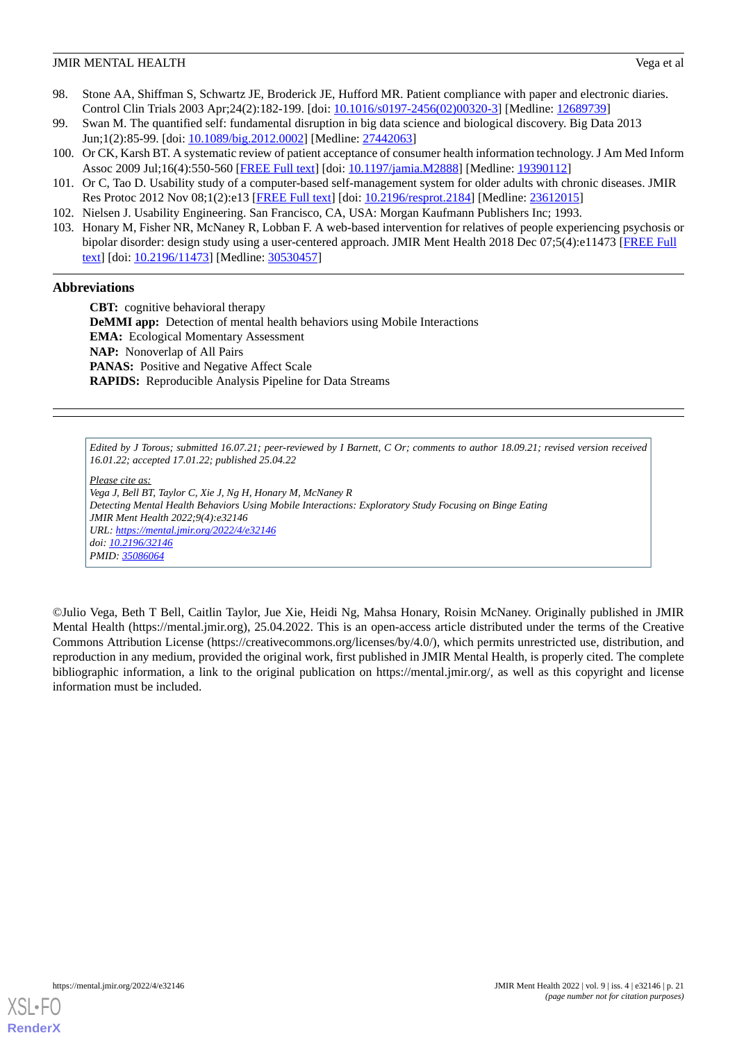98. Stone AA, Shiffman S, Schwartz JE, Broderick JE, Hufford MR. Patient compliance with paper and electronic diaries. Control Clin Trials 2003 Apr;24(2):182-199. [doi: 10.1016/s0197-2456(02)00320-3] [Medline: 12689739]
99. Swan M. The quantified self: fundamental disruption in big data science and biological discovery. Big Data 2013 Jun;1(2):85-99. [doi: 10.1089/big.2012.0002] [Medline: 27442063]
100. Or CK, Karsh BT. A systematic review of patient acceptance of consumer health information technology. J Am Med Inform Assoc 2009 Jul;16(4):550-560 [FREE Full text] [doi: 10.1197/jamia.M2888] [Medline: 19390112]
101. Or C, Tao D. Usability study of a computer-based self-management system for older adults with chronic diseases. JMIR Res Protoc 2012 Nov 08;1(2):e13 [FREE Full text] [doi: 10.2196/resprot.2184] [Medline: 23612015]
102. Nielsen J. Usability Engineering. San Francisco, CA, USA: Morgan Kaufmann Publishers Inc; 1993.
103. Honary M, Fisher NR, McNaney R, Lobban F. A web-based intervention for relatives of people experiencing psychosis or bipolar disorder: design study using a user-centered approach. JMIR Ment Health 2018 Dec 07;5(4):e11473 [FREE Full text] [doi: 10.2196/11473] [Medline: 30530457]

## Abbreviations

**CBT:** cognitive behavioral therapy
**DeMMI app:** Detection of mental health behaviors using Mobile Interactions
**EMA:** Ecological Momentary Assessment
**NAP:** Nonoverlap of All Pairs
**PANAS:** Positive and Negative Affect Scale
**RAPIDS:** Reproducible Analysis Pipeline for Data Streams

---

*Edited by J Torous; submitted 16.07.21; peer-reviewed by I Barnett, C Or; comments to author 18.09.21; revised version received 16.01.22; accepted 17.01.22; published 25.04.22*

*Please cite as:*
*Vega J, Bell BT, Taylor C, Xie J, Ng H, Honary M, McNaney R*
*Detecting Mental Health Behaviors Using Mobile Interactions: Exploratory Study Focusing on Binge Eating*
*JMIR Ment Health 2022;9(4):e32146*
*URL: https://mental.jmir.org/2022/4/e32146*
*doi: 10.2196/32146*
*PMID: 35086064*

©Julio Vega, Beth T Bell, Caitlin Taylor, Jue Xie, Heidi Ng, Mahsa Honary, Roisin McNaney. Originally published in JMIR Mental Health (https://mental.jmir.org), 25.04.2022. This is an open-access article distributed under the terms of the Creative Commons Attribution License (https://creativecommons.org/licenses/by/4.0/), which permits unrestricted use, distribution, and reproduction in any medium, provided the original work, first published in JMIR Mental Health, is properly cited. The complete bibliographic information, a link to the original publication on https://mental.jmir.org/, as well as this copyright and license information must be included.